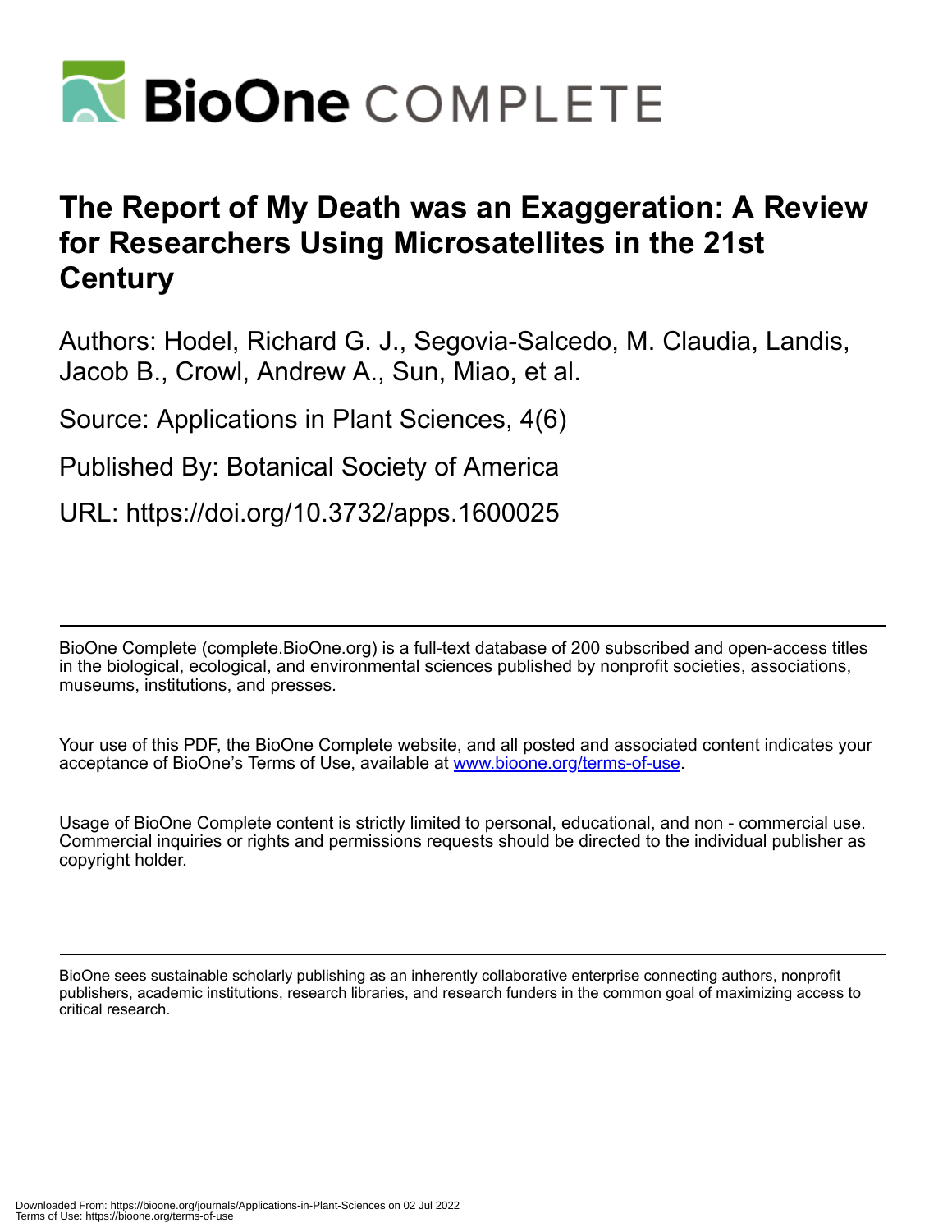# BioOne COMPLETE

# The Report of My Death was an Exaggeration: A Review for Researchers Using Microsatellites in the 21st Century

Authors: Hodel, Richard G. J., Segovia-Salcedo, M. Claudia, Landis, Jacob B., Crowl, Andrew A., Sun, Miao, et al.

Source: Applications in Plant Sciences, 4(6)

Published By: Botanical Society of America

URL: https://doi.org/10.3732/apps.1600025

---

BioOne Complete (complete.BioOne.org) is a full-text database of 200 subscribed and open-access titles in the biological, ecological, and environmental sciences published by nonprofit societies, associations, museums, institutions, and presses.

Your use of this PDF, the BioOne Complete website, and all posted and associated content indicates your acceptance of BioOne's Terms of Use, available at www.bioone.org/terms-of-use.

Usage of BioOne Complete content is strictly limited to personal, educational, and non - commercial use. Commercial inquiries or rights and permissions requests should be directed to the individual publisher as copyright holder.

---

BioOne sees sustainable scholarly publishing as an inherently collaborative enterprise connecting authors, nonprofit publishers, academic institutions, research libraries, and research funders in the common goal of maximizing access to critical research.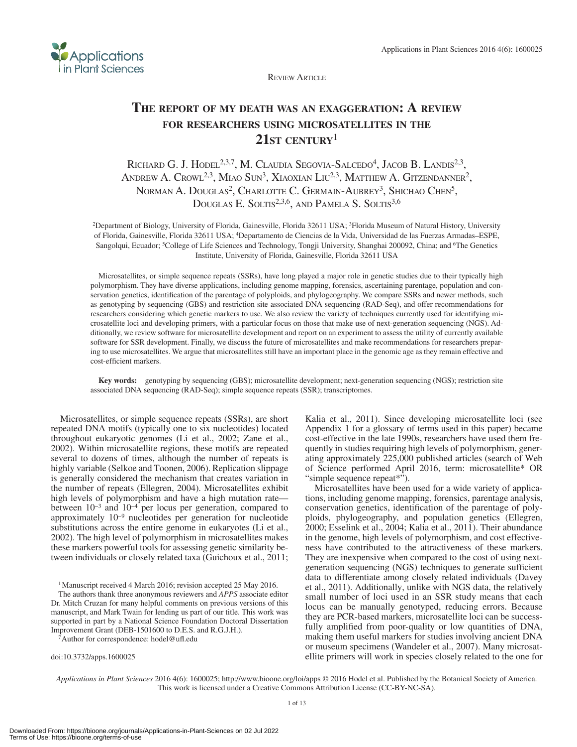Review Article

# The report of my death was an exaggeration: A review for researchers using microsatellites in the 21st century[1]

Richard G. J. Hodel[2,3,7], M. Claudia Segovia-Salcedo[4], Jacob B. Landis[2,3], Andrew A. Crowl[2,3], Miao Sun[3], Xiaoxian Liu[2,3], Matthew A. Gitzendanner[2], Norman A. Douglas[2], Charlotte C. Germain-Aubrey[3], Shichao Chen[5], Douglas E. Soltis[2,3,6], and Pamela S. Soltis[3,6]

[2]Department of Biology, University of Florida, Gainesville, Florida 32611 USA; [3]Florida Museum of Natural History, University of Florida, Gainesville, Florida 32611 USA; [4]Departamento de Ciencias de la Vida, Universidad de las Fuerzas Armadas–ESPE, Sangolqui, Ecuador; [5]College of Life Sciences and Technology, Tongji University, Shanghai 200092, China; and [6]The Genetics Institute, University of Florida, Gainesville, Florida 32611 USA

Microsatellites, or simple sequence repeats (SSRs), have long played a major role in genetic studies due to their typically high polymorphism. They have diverse applications, including genome mapping, forensics, ascertaining parentage, population and conservation genetics, identification of the parentage of polyploids, and phylogeography. We compare SSRs and newer methods, such as genotyping by sequencing (GBS) and restriction site associated DNA sequencing (RAD-Seq), and offer recommendations for researchers considering which genetic markers to use. We also review the variety of techniques currently used for identifying microsatellite loci and developing primers, with a particular focus on those that make use of next-generation sequencing (NGS). Additionally, we review software for microsatellite development and report on an experiment to assess the utility of currently available software for SSR development. Finally, we discuss the future of microsatellites and make recommendations for researchers preparing to use microsatellites. We argue that microsatellites still have an important place in the genomic age as they remain effective and cost-efficient markers.

**Key words:** genotyping by sequencing (GBS); microsatellite development; next-generation sequencing (NGS); restriction site associated DNA sequencing (RAD-Seq); simple sequence repeats (SSR); transcriptomes.

Microsatellites, or simple sequence repeats (SSRs), are short repeated DNA motifs (typically one to six nucleotides) located throughout eukaryotic genomes (Li et al., 2002; Zane et al., 2002). Within microsatellite regions, these motifs are repeated several to dozens of times, although the number of repeats is highly variable (Selkoe and Toonen, 2006). Replication slippage is generally considered the mechanism that creates variation in the number of repeats (Ellegren, 2004). Microsatellites exhibit high levels of polymorphism and have a high mutation rate—between $10^{-3}$ and $10^{-4}$ per locus per generation, compared to approximately $10^{-9}$ nucleotides per generation for nucleotide substitutions across the entire genome in eukaryotes (Li et al., 2002). The high level of polymorphism in microsatellites makes these markers powerful tools for assessing genetic similarity between individuals or closely related taxa (Guichoux et al., 2011; Kalia et al., 2011). Since developing microsatellite loci (see Appendix 1 for a glossary of terms used in this paper) became cost-effective in the late 1990s, researchers have used them frequently in studies requiring high levels of polymorphism, generating approximately 225,000 published articles (search of Web of Science performed April 2016, term: microsatellite* OR "simple sequence repeat*").

Microsatellites have been used for a wide variety of applications, including genome mapping, forensics, parentage analysis, conservation genetics, identification of the parentage of polyploids, phylogeography, and population genetics (Ellegren, 2000; Esselink et al., 2004; Kalia et al., 2011). Their abundance in the genome, high levels of polymorphism, and cost effectiveness have contributed to the attractiveness of these markers. They are inexpensive when compared to the cost of using next-generation sequencing (NGS) techniques to generate sufficient data to differentiate among closely related individuals (Davey et al., 2011). Additionally, unlike with NGS data, the relatively small number of loci used in an SSR study means that each locus can be manually genotyped, reducing errors. Because they are PCR-based markers, microsatellite loci can be successfully amplified from poor-quality or low quantities of DNA, making them useful markers for studies involving ancient DNA or museum specimens (Wandeler et al., 2007). Many microsatellite primers will work in species closely related to the one for

[1]Manuscript received 4 March 2016; revision accepted 25 May 2016.

The authors thank three anonymous reviewers and *APPS* associate editor Dr. Mitch Cruzan for many helpful comments on previous versions of this manuscript, and Mark Twain for lending us part of our title. This work was supported in part by a National Science Foundation Doctoral Dissertation Improvement Grant (DEB-1501600 to D.E.S. and R.G.J.H.).

[7]Author for correspondence: hodel@ufl.edu

doi:10.3732/apps.1600025

*Applications in Plant Sciences* 2016 4(6): 1600025; http://www.bioone.org/loi/apps © 2016 Hodel et al. Published by the Botanical Society of America. This work is licensed under a Creative Commons Attribution License (CC-BY-NC-SA).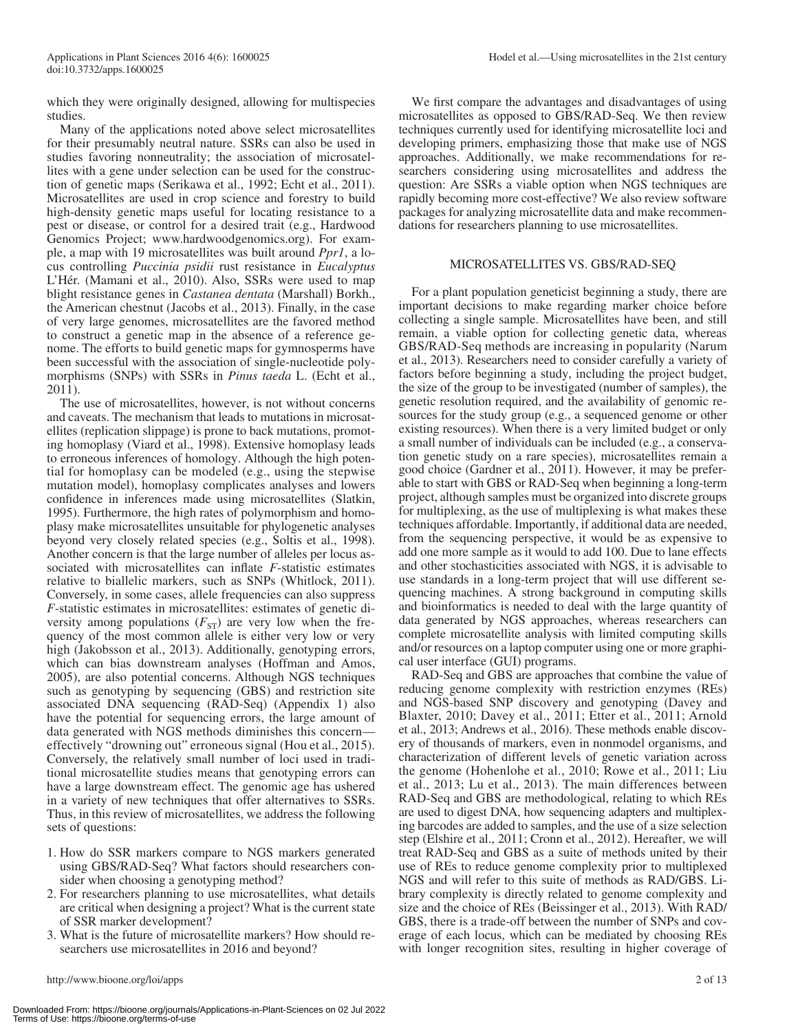which they were originally designed, allowing for multispecies studies.

Many of the applications noted above select microsatellites for their presumably neutral nature. SSRs can also be used in studies favoring nonneutrality; the association of microsatellites with a gene under selection can be used for the construction of genetic maps (Serikawa et al., 1992; Echt et al., 2011). Microsatellites are used in crop science and forestry to build high-density genetic maps useful for locating resistance to a pest or disease, or control for a desired trait (e.g., Hardwood Genomics Project; www.hardwoodgenomics.org). For example, a map with 19 microsatellites was built around *Ppr1*, a locus controlling *Puccinia psidii* rust resistance in *Eucalyptus* L'Hér. (Mamani et al., 2010). Also, SSRs were used to map blight resistance genes in *Castanea dentata* (Marshall) Borkh., the American chestnut (Jacobs et al., 2013). Finally, in the case of very large genomes, microsatellites are the favored method to construct a genetic map in the absence of a reference genome. The efforts to build genetic maps for gymnosperms have been successful with the association of single-nucleotide polymorphisms (SNPs) with SSRs in *Pinus taeda* L. (Echt et al., 2011).

The use of microsatellites, however, is not without concerns and caveats. The mechanism that leads to mutations in microsatellites (replication slippage) is prone to back mutations, promoting homoplasy (Viard et al., 1998). Extensive homoplasy leads to erroneous inferences of homology. Although the high potential for homoplasy can be modeled (e.g., using the stepwise mutation model), homoplasy complicates analyses and lowers confidence in inferences made using microsatellites (Slatkin, 1995). Furthermore, the high rates of polymorphism and homoplasy make microsatellites unsuitable for phylogenetic analyses beyond very closely related species (e.g., Soltis et al., 1998). Another concern is that the large number of alleles per locus associated with microsatellites can inflate *F*-statistic estimates relative to biallelic markers, such as SNPs (Whitlock, 2011). Conversely, in some cases, allele frequencies can also suppress *F*-statistic estimates in microsatellites: estimates of genetic diversity among populations ($F_{ST}$) are very low when the frequency of the most common allele is either very low or very high (Jakobsson et al., 2013). Additionally, genotyping errors, which can bias downstream analyses (Hoffman and Amos, 2005), are also potential concerns. Although NGS techniques such as genotyping by sequencing (GBS) and restriction site associated DNA sequencing (RAD-Seq) (Appendix 1) also have the potential for sequencing errors, the large amount of data generated with NGS methods diminishes this concern—effectively "drowning out" erroneous signal (Hou et al., 2015). Conversely, the relatively small number of loci used in traditional microsatellite studies means that genotyping errors can have a large downstream effect. The genomic age has ushered in a variety of new techniques that offer alternatives to SSRs. Thus, in this review of microsatellites, we address the following sets of questions:

1. How do SSR markers compare to NGS markers generated using GBS/RAD-Seq? What factors should researchers consider when choosing a genotyping method?
2. For researchers planning to use microsatellites, what details are critical when designing a project? What is the current state of SSR marker development?
3. What is the future of microsatellite markers? How should researchers use microsatellites in 2016 and beyond?

We first compare the advantages and disadvantages of using microsatellites as opposed to GBS/RAD-Seq. We then review techniques currently used for identifying microsatellite loci and developing primers, emphasizing those that make use of NGS approaches. Additionally, we make recommendations for researchers considering using microsatellites and address the question: Are SSRs a viable option when NGS techniques are rapidly becoming more cost-effective? We also review software packages for analyzing microsatellite data and make recommendations for researchers planning to use microsatellites.

## MICROSATELLITES VS. GBS/RAD-SEQ

For a plant population geneticist beginning a study, there are important decisions to make regarding marker choice before collecting a single sample. Microsatellites have been, and still remain, a viable option for collecting genetic data, whereas GBS/RAD-Seq methods are increasing in popularity (Narum et al., 2013). Researchers need to consider carefully a variety of factors before beginning a study, including the project budget, the size of the group to be investigated (number of samples), the genetic resolution required, and the availability of genomic resources for the study group (e.g., a sequenced genome or other existing resources). When there is a very limited budget or only a small number of individuals can be included (e.g., a conservation genetic study on a rare species), microsatellites remain a good choice (Gardner et al., 2011). However, it may be preferable to start with GBS or RAD-Seq when beginning a long-term project, although samples must be organized into discrete groups for multiplexing, as the use of multiplexing is what makes these techniques affordable. Importantly, if additional data are needed, from the sequencing perspective, it would be as expensive to add one more sample as it would to add 100. Due to lane effects and other stochasticities associated with NGS, it is advisable to use standards in a long-term project that will use different sequencing machines. A strong background in computing skills and bioinformatics is needed to deal with the large quantity of data generated by NGS approaches, whereas researchers can complete microsatellite analysis with limited computing skills and/or resources on a laptop computer using one or more graphical user interface (GUI) programs.

RAD-Seq and GBS are approaches that combine the value of reducing genome complexity with restriction enzymes (REs) and NGS-based SNP discovery and genotyping (Davey and Blaxter, 2010; Davey et al., 2011; Etter et al., 2011; Arnold et al., 2013; Andrews et al., 2016). These methods enable discovery of thousands of markers, even in nonmodel organisms, and characterization of different levels of genetic variation across the genome (Hohenlohe et al., 2010; Rowe et al., 2011; Liu et al., 2013; Lu et al., 2013). The main differences between RAD-Seq and GBS are methodological, relating to which REs are used to digest DNA, how sequencing adapters and multiplexing barcodes are added to samples, and the use of a size selection step (Elshire et al., 2011; Cronn et al., 2012). Hereafter, we will treat RAD-Seq and GBS as a suite of methods united by their use of REs to reduce genome complexity prior to multiplexed NGS and will refer to this suite of methods as RAD/GBS. Library complexity is directly related to genome complexity and size and the choice of REs (Beissinger et al., 2013). With RAD/GBS, there is a trade-off between the number of SNPs and coverage of each locus, which can be mediated by choosing REs with longer recognition sites, resulting in higher coverage of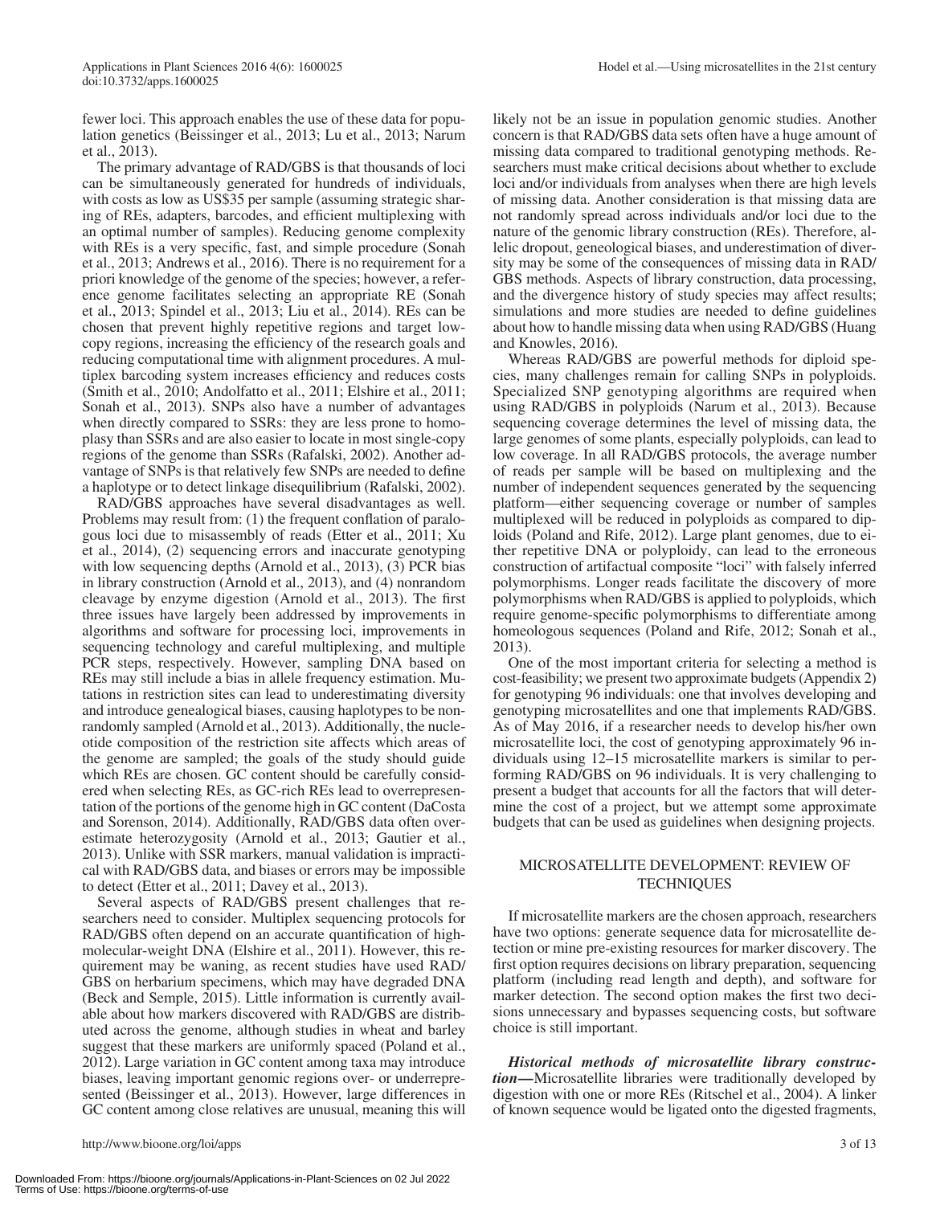fewer loci. This approach enables the use of these data for population genetics (Beissinger et al., 2013; Lu et al., 2013; Narum et al., 2013).

The primary advantage of RAD/GBS is that thousands of loci can be simultaneously generated for hundreds of individuals, with costs as low as US$35 per sample (assuming strategic sharing of REs, adapters, barcodes, and efficient multiplexing with an optimal number of samples). Reducing genome complexity with REs is a very specific, fast, and simple procedure (Sonah et al., 2013; Andrews et al., 2016). There is no requirement for a priori knowledge of the genome of the species; however, a reference genome facilitates selecting an appropriate RE (Sonah et al., 2013; Spindel et al., 2013; Liu et al., 2014). REs can be chosen that prevent highly repetitive regions and target low-copy regions, increasing the efficiency of the research goals and reducing computational time with alignment procedures. A multiplex barcoding system increases efficiency and reduces costs (Smith et al., 2010; Andolfatto et al., 2011; Elshire et al., 2011; Sonah et al., 2013). SNPs also have a number of advantages when directly compared to SSRs: they are less prone to homoplasy than SSRs and are also easier to locate in most single-copy regions of the genome than SSRs (Rafalski, 2002). Another advantage of SNPs is that relatively few SNPs are needed to define a haplotype or to detect linkage disequilibrium (Rafalski, 2002).

RAD/GBS approaches have several disadvantages as well. Problems may result from: (1) the frequent conflation of paralogous loci due to misassembly of reads (Etter et al., 2011; Xu et al., 2014), (2) sequencing errors and inaccurate genotyping with low sequencing depths (Arnold et al., 2013), (3) PCR bias in library construction (Arnold et al., 2013), and (4) nonrandom cleavage by enzyme digestion (Arnold et al., 2013). The first three issues have largely been addressed by improvements in algorithms and software for processing loci, improvements in sequencing technology and careful multiplexing, and multiple PCR steps, respectively. However, sampling DNA based on REs may still include a bias in allele frequency estimation. Mutations in restriction sites can lead to underestimating diversity and introduce genealogical biases, causing haplotypes to be nonrandomly sampled (Arnold et al., 2013). Additionally, the nucleotide composition of the restriction site affects which areas of the genome are sampled; the goals of the study should guide which REs are chosen. GC content should be carefully considered when selecting REs, as GC-rich REs lead to overrepresentation of the portions of the genome high in GC content (DaCosta and Sorenson, 2014). Additionally, RAD/GBS data often overestimate heterozygosity (Arnold et al., 2013; Gautier et al., 2013). Unlike with SSR markers, manual validation is impractical with RAD/GBS data, and biases or errors may be impossible to detect (Etter et al., 2011; Davey et al., 2013).

Several aspects of RAD/GBS present challenges that researchers need to consider. Multiplex sequencing protocols for RAD/GBS often depend on an accurate quantification of high-molecular-weight DNA (Elshire et al., 2011). However, this requirement may be waning, as recent studies have used RAD/GBS on herbarium specimens, which may have degraded DNA (Beck and Semple, 2015). Little information is currently available about how markers discovered with RAD/GBS are distributed across the genome, although studies in wheat and barley suggest that these markers are uniformly spaced (Poland et al., 2012). Large variation in GC content among taxa may introduce biases, leaving important genomic regions over- or underrepresented (Beissinger et al., 2013). However, large differences in GC content among close relatives are unusual, meaning this will likely not be an issue in population genomic studies. Another concern is that RAD/GBS data sets often have a huge amount of missing data compared to traditional genotyping methods. Researchers must make critical decisions about whether to exclude loci and/or individuals from analyses when there are high levels of missing data. Another consideration is that missing data are not randomly spread across individuals and/or loci due to the nature of the genomic library construction (REs). Therefore, allelic dropout, geneological biases, and underestimation of diversity may be some of the consequences of missing data in RAD/GBS methods. Aspects of library construction, data processing, and the divergence history of study species may affect results; simulations and more studies are needed to define guidelines about how to handle missing data when using RAD/GBS (Huang and Knowles, 2016).

Whereas RAD/GBS are powerful methods for diploid species, many challenges remain for calling SNPs in polyploids. Specialized SNP genotyping algorithms are required when using RAD/GBS in polyploids (Narum et al., 2013). Because sequencing coverage determines the level of missing data, the large genomes of some plants, especially polyploids, can lead to low coverage. In all RAD/GBS protocols, the average number of reads per sample will be based on multiplexing and the number of independent sequences generated by the sequencing platform—either sequencing coverage or number of samples multiplexed will be reduced in polyploids as compared to diploids (Poland and Rife, 2012). Large plant genomes, due to either repetitive DNA or polyploidy, can lead to the erroneous construction of artifactual composite "loci" with falsely inferred polymorphisms. Longer reads facilitate the discovery of more polymorphisms when RAD/GBS is applied to polyploids, which require genome-specific polymorphisms to differentiate among homeologous sequences (Poland and Rife, 2012; Sonah et al., 2013).

One of the most important criteria for selecting a method is cost-feasibility; we present two approximate budgets (Appendix 2) for genotyping 96 individuals: one that involves developing and genotyping microsatellites and one that implements RAD/GBS. As of May 2016, if a researcher needs to develop his/her own microsatellite loci, the cost of genotyping approximately 96 individuals using 12–15 microsatellite markers is similar to performing RAD/GBS on 96 individuals. It is very challenging to present a budget that accounts for all the factors that will determine the cost of a project, but we attempt some approximate budgets that can be used as guidelines when designing projects.

## MICROSATELLITE DEVELOPMENT: REVIEW OF TECHNIQUES

If microsatellite markers are the chosen approach, researchers have two options: generate sequence data for microsatellite detection or mine pre-existing resources for marker discovery. The first option requires decisions on library preparation, sequencing platform (including read length and depth), and software for marker detection. The second option makes the first two decisions unnecessary and bypasses sequencing costs, but software choice is still important.

***Historical methods of microsatellite library construction—***Microsatellite libraries were traditionally developed by digestion with one or more REs (Ritschel et al., 2004). A linker of known sequence would be ligated onto the digested fragments,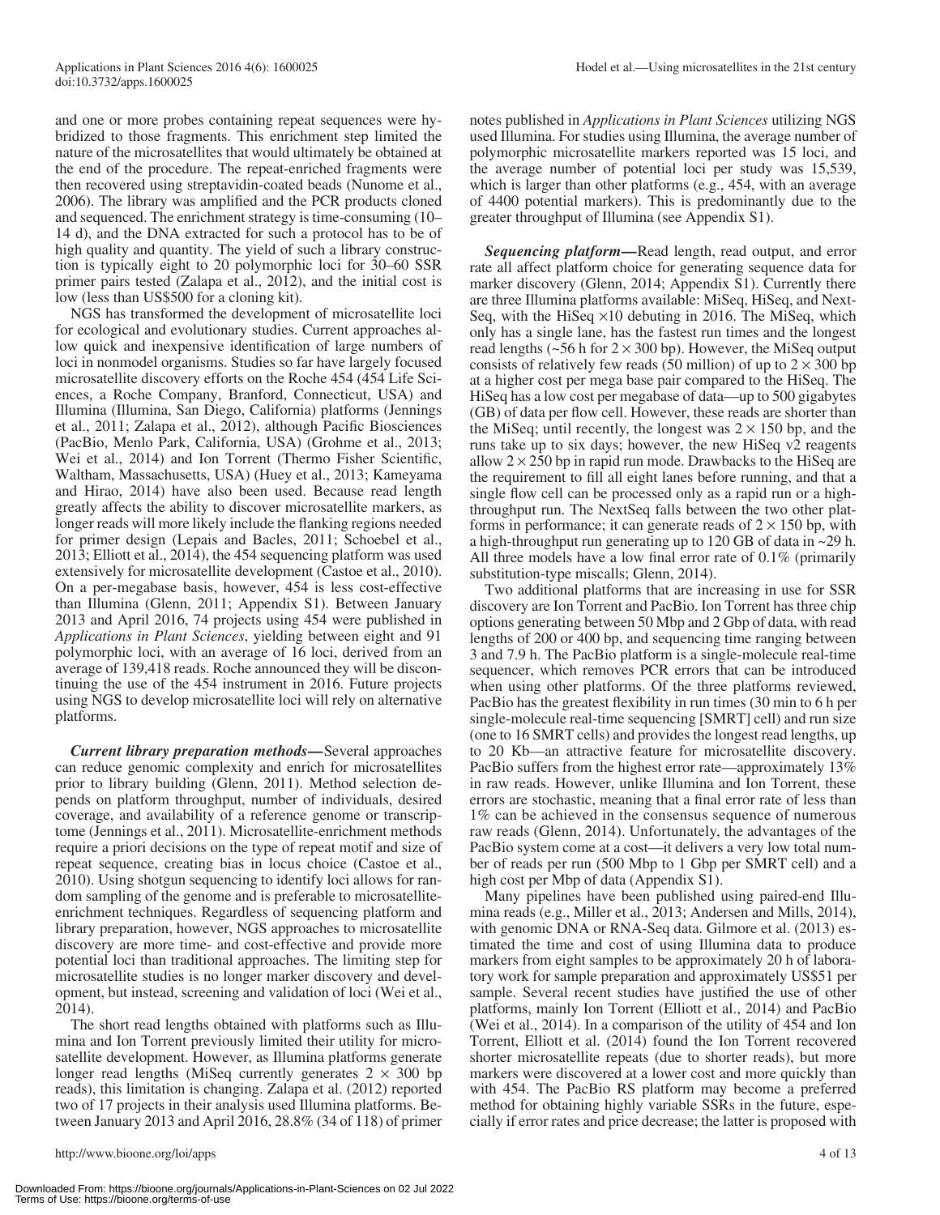and one or more probes containing repeat sequences were hybridized to those fragments. This enrichment step limited the nature of the microsatellites that would ultimately be obtained at the end of the procedure. The repeat-enriched fragments were then recovered using streptavidin-coated beads (Nunome et al., 2006). The library was amplified and the PCR products cloned and sequenced. The enrichment strategy is time-consuming (10–14 d), and the DNA extracted for such a protocol has to be of high quality and quantity. The yield of such a library construction is typically eight to 20 polymorphic loci for 30–60 SSR primer pairs tested (Zalapa et al., 2012), and the initial cost is low (less than US$500 for a cloning kit).

NGS has transformed the development of microsatellite loci for ecological and evolutionary studies. Current approaches allow quick and inexpensive identification of large numbers of loci in nonmodel organisms. Studies so far have largely focused microsatellite discovery efforts on the Roche 454 (454 Life Sciences, a Roche Company, Branford, Connecticut, USA) and Illumina (Illumina, San Diego, California) platforms (Jennings et al., 2011; Zalapa et al., 2012), although Pacific Biosciences (PacBio, Menlo Park, California, USA) (Grohme et al., 2013; Wei et al., 2014) and Ion Torrent (Thermo Fisher Scientific, Waltham, Massachusetts, USA) (Huey et al., 2013; Kameyama and Hirao, 2014) have also been used. Because read length greatly affects the ability to discover microsatellite markers, as longer reads will more likely include the flanking regions needed for primer design (Lepais and Bacles, 2011; Schoebel et al., 2013; Elliott et al., 2014), the 454 sequencing platform was used extensively for microsatellite development (Castoe et al., 2010). On a per-megabase basis, however, 454 is less cost-effective than Illumina (Glenn, 2011; Appendix S1). Between January 2013 and April 2016, 74 projects using 454 were published in *Applications in Plant Sciences*, yielding between eight and 91 polymorphic loci, with an average of 16 loci, derived from an average of 139,418 reads. Roche announced they will be discontinuing the use of the 454 instrument in 2016. Future projects using NGS to develop microsatellite loci will rely on alternative platforms.

***Current library preparation methods—***Several approaches can reduce genomic complexity and enrich for microsatellites prior to library building (Glenn, 2011). Method selection depends on platform throughput, number of individuals, desired coverage, and availability of a reference genome or transcriptome (Jennings et al., 2011). Microsatellite-enrichment methods require a priori decisions on the type of repeat motif and size of repeat sequence, creating bias in locus choice (Castoe et al., 2010). Using shotgun sequencing to identify loci allows for random sampling of the genome and is preferable to microsatellite-enrichment techniques. Regardless of sequencing platform and library preparation, however, NGS approaches to microsatellite discovery are more time- and cost-effective and provide more potential loci than traditional approaches. The limiting step for microsatellite studies is no longer marker discovery and development, but instead, screening and validation of loci (Wei et al., 2014).

The short read lengths obtained with platforms such as Illumina and Ion Torrent previously limited their utility for microsatellite development. However, as Illumina platforms generate longer read lengths (MiSeq currently generates $2 \times 300$ bp reads), this limitation is changing. Zalapa et al. (2012) reported two of 17 projects in their analysis used Illumina platforms. Between January 2013 and April 2016, 28.8% (34 of 118) of primer notes published in *Applications in Plant Sciences* utilizing NGS used Illumina. For studies using Illumina, the average number of polymorphic microsatellite markers reported was 15 loci, and the average number of potential loci per study was 15,539, which is larger than other platforms (e.g., 454, with an average of 4400 potential markers). This is predominantly due to the greater throughput of Illumina (see Appendix S1).

***Sequencing platform—***Read length, read output, and error rate all affect platform choice for generating sequence data for marker discovery (Glenn, 2014; Appendix S1). Currently there are three Illumina platforms available: MiSeq, HiSeq, and NextSeq, with the HiSeq ×10 debuting in 2016. The MiSeq, which only has a single lane, has the fastest run times and the longest read lengths (~56 h for $2 \times 300$ bp). However, the MiSeq output consists of relatively few reads (50 million) of up to $2 \times 300$ bp at a higher cost per mega base pair compared to the HiSeq. The HiSeq has a low cost per megabase of data—up to 500 gigabytes (GB) of data per flow cell. However, these reads are shorter than the MiSeq; until recently, the longest was $2 \times 150$ bp, and the runs take up to six days; however, the new HiSeq v2 reagents allow $2 \times 250$ bp in rapid run mode. Drawbacks to the HiSeq are the requirement to fill all eight lanes before running, and that a single flow cell can be processed only as a rapid run or a high-throughput run. The NextSeq falls between the two other platforms in performance; it can generate reads of $2 \times 150$ bp, with a high-throughput run generating up to 120 GB of data in ~29 h. All three models have a low final error rate of 0.1% (primarily substitution-type miscalls; Glenn, 2014).

Two additional platforms that are increasing in use for SSR discovery are Ion Torrent and PacBio. Ion Torrent has three chip options generating between 50 Mbp and 2 Gbp of data, with read lengths of 200 or 400 bp, and sequencing time ranging between 3 and 7.9 h. The PacBio platform is a single-molecule real-time sequencer, which removes PCR errors that can be introduced when using other platforms. Of the three platforms reviewed, PacBio has the greatest flexibility in run times (30 min to 6 h per single-molecule real-time sequencing [SMRT] cell) and run size (one to 16 SMRT cells) and provides the longest read lengths, up to 20 Kb—an attractive feature for microsatellite discovery. PacBio suffers from the highest error rate—approximately 13% in raw reads. However, unlike Illumina and Ion Torrent, these errors are stochastic, meaning that a final error rate of less than 1% can be achieved in the consensus sequence of numerous raw reads (Glenn, 2014). Unfortunately, the advantages of the PacBio system come at a cost—it delivers a very low total number of reads per run (500 Mbp to 1 Gbp per SMRT cell) and a high cost per Mbp of data (Appendix S1).

Many pipelines have been published using paired-end Illumina reads (e.g., Miller et al., 2013; Andersen and Mills, 2014), with genomic DNA or RNA-Seq data. Gilmore et al. (2013) estimated the time and cost of using Illumina data to produce markers from eight samples to be approximately 20 h of laboratory work for sample preparation and approximately US$51 per sample. Several recent studies have justified the use of other platforms, mainly Ion Torrent (Elliott et al., 2014) and PacBio (Wei et al., 2014). In a comparison of the utility of 454 and Ion Torrent, Elliott et al. (2014) found the Ion Torrent recovered shorter microsatellite repeats (due to shorter reads), but more markers were discovered at a lower cost and more quickly than with 454. The PacBio RS platform may become a preferred method for obtaining highly variable SSRs in the future, especially if error rates and price decrease; the latter is proposed with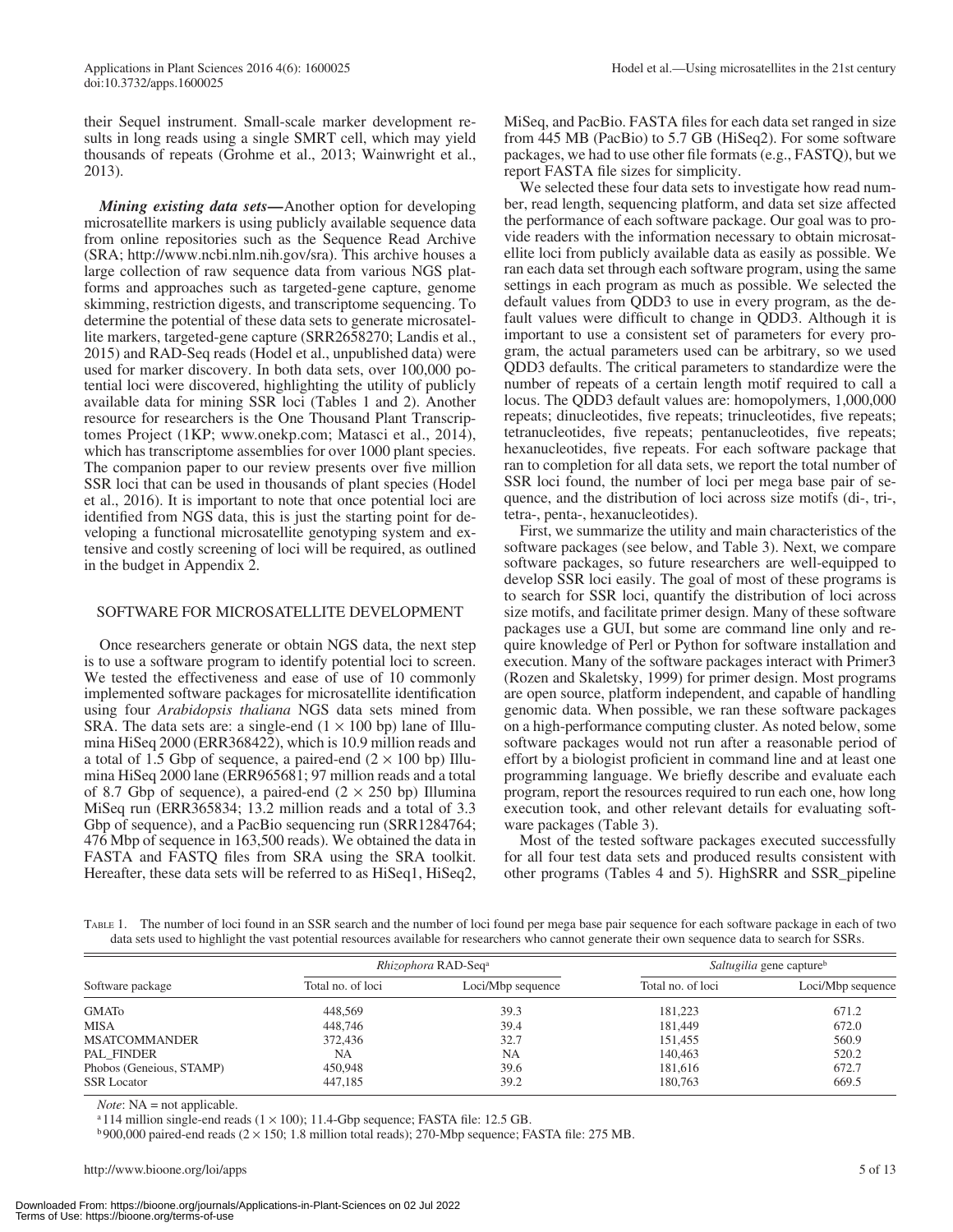their Sequel instrument. Small-scale marker development results in long reads using a single SMRT cell, which may yield thousands of repeats (Grohme et al., 2013; Wainwright et al., 2013).

***Mining existing data sets*—**Another option for developing microsatellite markers is using publicly available sequence data from online repositories such as the Sequence Read Archive (SRA; http://www.ncbi.nlm.nih.gov/sra). This archive houses a large collection of raw sequence data from various NGS platforms and approaches such as targeted-gene capture, genome skimming, restriction digests, and transcriptome sequencing. To determine the potential of these data sets to generate microsatellite markers, targeted-gene capture (SRR2658270; Landis et al., 2015) and RAD-Seq reads (Hodel et al., unpublished data) were used for marker discovery. In both data sets, over 100,000 potential loci were discovered, highlighting the utility of publicly available data for mining SSR loci (Tables 1 and 2). Another resource for researchers is the One Thousand Plant Transcriptomes Project (1KP; www.onekp.com; Matasci et al., 2014), which has transcriptome assemblies for over 1000 plant species. The companion paper to our review presents over five million SSR loci that can be used in thousands of plant species (Hodel et al., 2016). It is important to note that once potential loci are identified from NGS data, this is just the starting point for developing a functional microsatellite genotyping system and extensive and costly screening of loci will be required, as outlined in the budget in Appendix 2.

## SOFTWARE FOR MICROSATELLITE DEVELOPMENT

Once researchers generate or obtain NGS data, the next step is to use a software program to identify potential loci to screen. We tested the effectiveness and ease of use of 10 commonly implemented software packages for microsatellite identification using four *Arabidopsis thaliana* NGS data sets mined from SRA. The data sets are: a single-end (1 × 100 bp) lane of Illumina HiSeq 2000 (ERR368422), which is 10.9 million reads and a total of 1.5 Gbp of sequence, a paired-end (2 × 100 bp) Illumina HiSeq 2000 lane (ERR965681; 97 million reads and a total of 8.7 Gbp of sequence), a paired-end (2 × 250 bp) Illumina MiSeq run (ERR365834; 13.2 million reads and a total of 3.3 Gbp of sequence), and a PacBio sequencing run (SRR1284764; 476 Mbp of sequence in 163,500 reads). We obtained the data in FASTA and FASTQ files from SRA using the SRA toolkit. Hereafter, these data sets will be referred to as HiSeq1, HiSeq2, MiSeq, and PacBio. FASTA files for each data set ranged in size from 445 MB (PacBio) to 5.7 GB (HiSeq2). For some software packages, we had to use other file formats (e.g., FASTQ), but we report FASTA file sizes for simplicity.

We selected these four data sets to investigate how read number, read length, sequencing platform, and data set size affected the performance of each software package. Our goal was to provide readers with the information necessary to obtain microsatellite loci from publicly available data as easily as possible. We ran each data set through each software program, using the same settings in each program as much as possible. We selected the default values from QDD3 to use in every program, as the default values were difficult to change in QDD3. Although it is important to use a consistent set of parameters for every program, the actual parameters used can be arbitrary, so we used QDD3 defaults. The critical parameters to standardize were the number of repeats of a certain length motif required to call a locus. The QDD3 default values are: homopolymers, 1,000,000 repeats; dinucleotides, five repeats; trinucleotides, five repeats; tetranucleotides, five repeats; pentanucleotides, five repeats; hexanucleotides, five repeats. For each software package that ran to completion for all data sets, we report the total number of SSR loci found, the number of loci per mega base pair of sequence, and the distribution of loci across size motifs (di-, tri-, tetra-, penta-, hexanucleotides).

First, we summarize the utility and main characteristics of the software packages (see below, and Table 3). Next, we compare software packages, so future researchers are well-equipped to develop SSR loci easily. The goal of most of these programs is to search for SSR loci, quantify the distribution of loci across size motifs, and facilitate primer design. Many of these software packages use a GUI, but some are command line only and require knowledge of Perl or Python for software installation and execution. Many of the software packages interact with Primer3 (Rozen and Skaletsky, 1999) for primer design. Most programs are open source, platform independent, and capable of handling genomic data. When possible, we ran these software packages on a high-performance computing cluster. As noted below, some software packages would not run after a reasonable period of effort by a biologist proficient in command line and at least one programming language. We briefly describe and evaluate each program, report the resources required to run each one, how long execution took, and other relevant details for evaluating software packages (Table 3).

Most of the tested software packages executed successfully for all four test data sets and produced results consistent with other programs (Tables 4 and 5). HighSRR and SSR_pipeline

Table 1. The number of loci found in an SSR search and the number of loci found per mega base pair sequence for each software package in each of two data sets used to highlight the vast potential resources available for researchers who cannot generate their own sequence data to search for SSRs.

| Software package | *Rhizophora* RAD-Seq[a] | | *Saltugilia* gene capture[b] | |
|---|---|---|---|---|
| | Total no. of loci | Loci/Mbp sequence | Total no. of loci | Loci/Mbp sequence |
| GMATo | 448,569 | 39.3 | 181,223 | 671.2 |
| MISA | 448,746 | 39.4 | 181,449 | 672.0 |
| MSATCOMMANDER | 372,436 | 32.7 | 151,455 | 560.9 |
| PAL_FINDER | NA | NA | 140,463 | 520.2 |
| Phobos (Geneious, STAMP) | 450,948 | 39.6 | 181,616 | 672.7 |
| SSR Locator | 447,185 | 39.2 | 180,763 | 669.5 |

*Note*: NA = not applicable.

[a] 114 million single-end reads (1 × 100); 11.4-Gbp sequence; FASTA file: 12.5 GB.

[b] 900,000 paired-end reads (2 × 150; 1.8 million total reads); 270-Mbp sequence; FASTA file: 275 MB.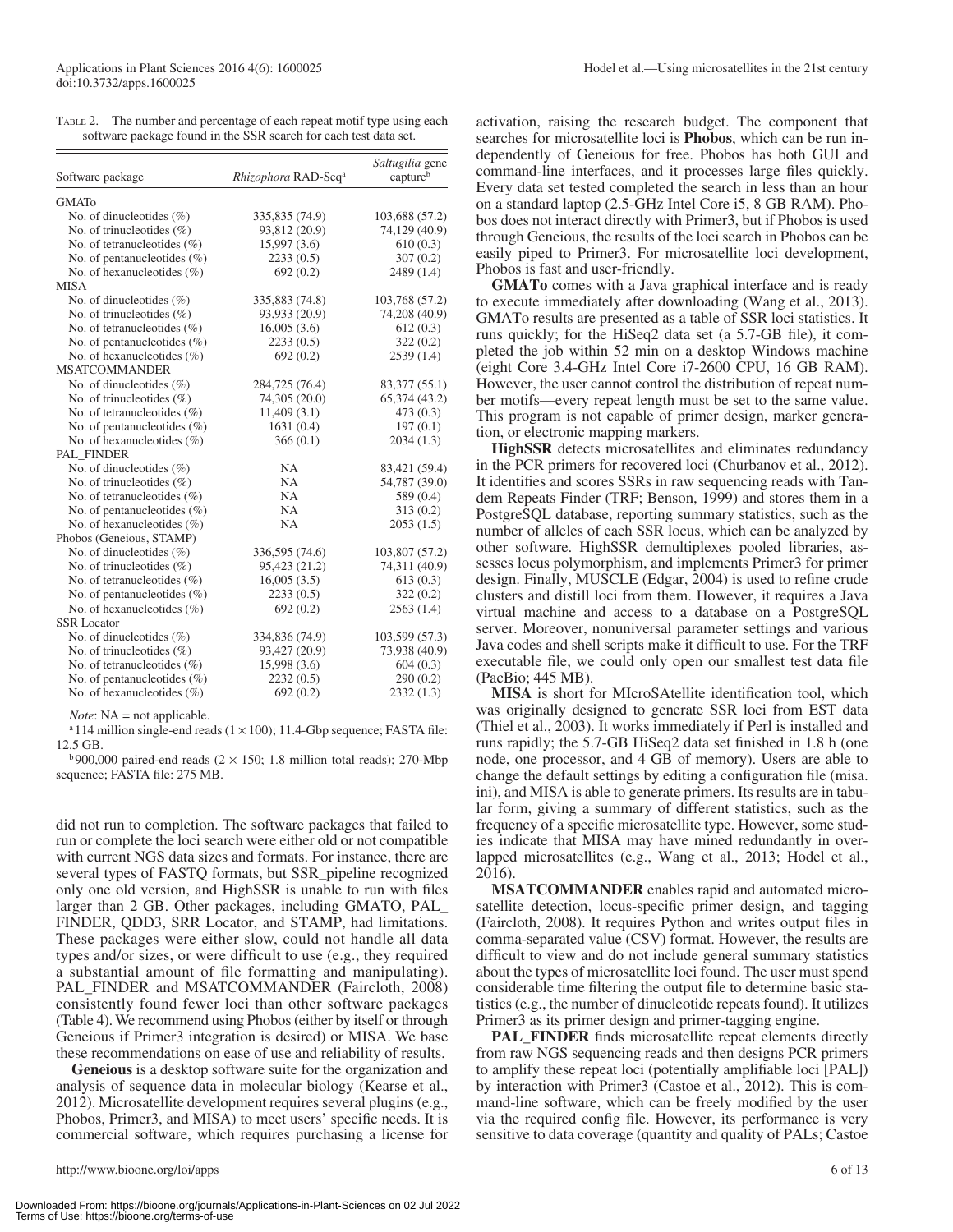TABLE 2. The number and percentage of each repeat motif type using each software package found in the SSR search for each test data set.

| Software package | *Rhizophora* RAD-Seq[a] | *Saltugilia* gene capture[b] |
|---|---|---|
| GMATo | | |
| No. of dinucleotides (%) | 335,835 (74.9) | 103,688 (57.2) |
| No. of trinucleotides (%) | 93,812 (20.9) | 74,129 (40.9) |
| No. of tetranucleotides (%) | 15,997 (3.6) | 610 (0.3) |
| No. of pentanucleotides (%) | 2233 (0.5) | 307 (0.2) |
| No. of hexanucleotides (%) | 692 (0.2) | 2489 (1.4) |
| MISA | | |
| No. of dinucleotides (%) | 335,883 (74.8) | 103,768 (57.2) |
| No. of trinucleotides (%) | 93,933 (20.9) | 74,208 (40.9) |
| No. of tetranucleotides (%) | 16,005 (3.6) | 612 (0.3) |
| No. of pentanucleotides (%) | 2233 (0.5) | 322 (0.2) |
| No. of hexanucleotides (%) | 692 (0.2) | 2539 (1.4) |
| MSATCOMMANDER | | |
| No. of dinucleotides (%) | 284,725 (76.4) | 83,377 (55.1) |
| No. of trinucleotides (%) | 74,305 (20.0) | 65,374 (43.2) |
| No. of tetranucleotides (%) | 11,409 (3.1) | 473 (0.3) |
| No. of pentanucleotides (%) | 1631 (0.4) | 197 (0.1) |
| No. of hexanucleotides (%) | 366 (0.1) | 2034 (1.3) |
| PAL_FINDER | | |
| No. of dinucleotides (%) | NA | 83,421 (59.4) |
| No. of trinucleotides (%) | NA | 54,787 (39.0) |
| No. of tetranucleotides (%) | NA | 589 (0.4) |
| No. of pentanucleotides (%) | NA | 313 (0.2) |
| No. of hexanucleotides (%) | NA | 2053 (1.5) |
| Phobos (Geneious, STAMP) | | |
| No. of dinucleotides (%) | 336,595 (74.6) | 103,807 (57.2) |
| No. of trinucleotides (%) | 95,423 (21.2) | 74,311 (40.9) |
| No. of tetranucleotides (%) | 16,005 (3.5) | 613 (0.3) |
| No. of pentanucleotides (%) | 2233 (0.5) | 322 (0.2) |
| No. of hexanucleotides (%) | 692 (0.2) | 2563 (1.4) |
| SSR Locator | | |
| No. of dinucleotides (%) | 334,836 (74.9) | 103,599 (57.3) |
| No. of trinucleotides (%) | 93,427 (20.9) | 73,938 (40.9) |
| No. of tetranucleotides (%) | 15,998 (3.6) | 604 (0.3) |
| No. of pentanucleotides (%) | 2232 (0.5) | 290 (0.2) |
| No. of hexanucleotides (%) | 692 (0.2) | 2332 (1.3) |

*Note*: NA = not applicable.

[a] 114 million single-end reads ($1 \times 100$); 11.4-Gbp sequence; FASTA file: 12.5 GB.

[b] 900,000 paired-end reads ($2 \times 150$; 1.8 million total reads); 270-Mbp sequence; FASTA file: 275 MB.

did not run to completion. The software packages that failed to run or complete the loci search were either old or not compatible with current NGS data sizes and formats. For instance, there are several types of FASTQ formats, but SSR_pipeline recognized only one old version, and HighSSR is unable to run with files larger than 2 GB. Other packages, including GMATO, PAL_FINDER, QDD3, SRR Locator, and STAMP, had limitations. These packages were either slow, could not handle all data types and/or sizes, or were difficult to use (e.g., they required a substantial amount of file formatting and manipulating). PAL_FINDER and MSATCOMMANDER (Faircloth, 2008) consistently found fewer loci than other software packages (Table 4). We recommend using Phobos (either by itself or through Geneious if Primer3 integration is desired) or MISA. We base these recommendations on ease of use and reliability of results.

**Geneious** is a desktop software suite for the organization and analysis of sequence data in molecular biology (Kearse et al., 2012). Microsatellite development requires several plugins (e.g., Phobos, Primer3, and MISA) to meet users' specific needs. It is commercial software, which requires purchasing a license for activation, raising the research budget. The component that searches for microsatellite loci is **Phobos**, which can be run independently of Geneious for free. Phobos has both GUI and command-line interfaces, and it processes large files quickly. Every data set tested completed the search in less than an hour on a standard laptop (2.5-GHz Intel Core i5, 8 GB RAM). Phobos does not interact directly with Primer3, but if Phobos is used through Geneious, the results of the loci search in Phobos can be easily piped to Primer3. For microsatellite loci development, Phobos is fast and user-friendly.

**GMATo** comes with a Java graphical interface and is ready to execute immediately after downloading (Wang et al., 2013). GMATo results are presented as a table of SSR loci statistics. It runs quickly; for the HiSeq2 data set (a 5.7-GB file), it completed the job within 52 min on a desktop Windows machine (eight Core 3.4-GHz Intel Core i7-2600 CPU, 16 GB RAM). However, the user cannot control the distribution of repeat number motifs—every repeat length must be set to the same value. This program is not capable of primer design, marker generation, or electronic mapping markers.

**HighSSR** detects microsatellites and eliminates redundancy in the PCR primers for recovered loci (Churbanov et al., 2012). It identifies and scores SSRs in raw sequencing reads with Tandem Repeats Finder (TRF; Benson, 1999) and stores them in a PostgreSQL database, reporting summary statistics, such as the number of alleles of each SSR locus, which can be analyzed by other software. HighSSR demultiplexes pooled libraries, assesses locus polymorphism, and implements Primer3 for primer design. Finally, MUSCLE (Edgar, 2004) is used to refine crude clusters and distill loci from them. However, it requires a Java virtual machine and access to a database on a PostgreSQL server. Moreover, nonuniversal parameter settings and various Java codes and shell scripts make it difficult to use. For the TRF executable file, we could only open our smallest test data file (PacBio; 445 MB).

**MISA** is short for MIcroSAtellite identification tool, which was originally designed to generate SSR loci from EST data (Thiel et al., 2003). It works immediately if Perl is installed and runs rapidly; the 5.7-GB HiSeq2 data set finished in 1.8 h (one node, one processor, and 4 GB of memory). Users are able to change the default settings by editing a configuration file (misa.ini), and MISA is able to generate primers. Its results are in tabular form, giving a summary of different statistics, such as the frequency of a specific microsatellite type. However, some studies indicate that MISA may have mined redundantly in overlapped microsatellites (e.g., Wang et al., 2013; Hodel et al., 2016).

**MSATCOMMANDER** enables rapid and automated microsatellite detection, locus-specific primer design, and tagging (Faircloth, 2008). It requires Python and writes output files in comma-separated value (CSV) format. However, the results are difficult to view and do not include general summary statistics about the types of microsatellite loci found. The user must spend considerable time filtering the output file to determine basic statistics (e.g., the number of dinucleotide repeats found). It utilizes Primer3 as its primer design and primer-tagging engine.

**PAL_FINDER** finds microsatellite repeat elements directly from raw NGS sequencing reads and then designs PCR primers to amplify these repeat loci (potentially amplifiable loci [PAL]) by interaction with Primer3 (Castoe et al., 2012). This is command-line software, which can be freely modified by the user via the required config file. However, its performance is very sensitive to data coverage (quantity and quality of PALs; Castoe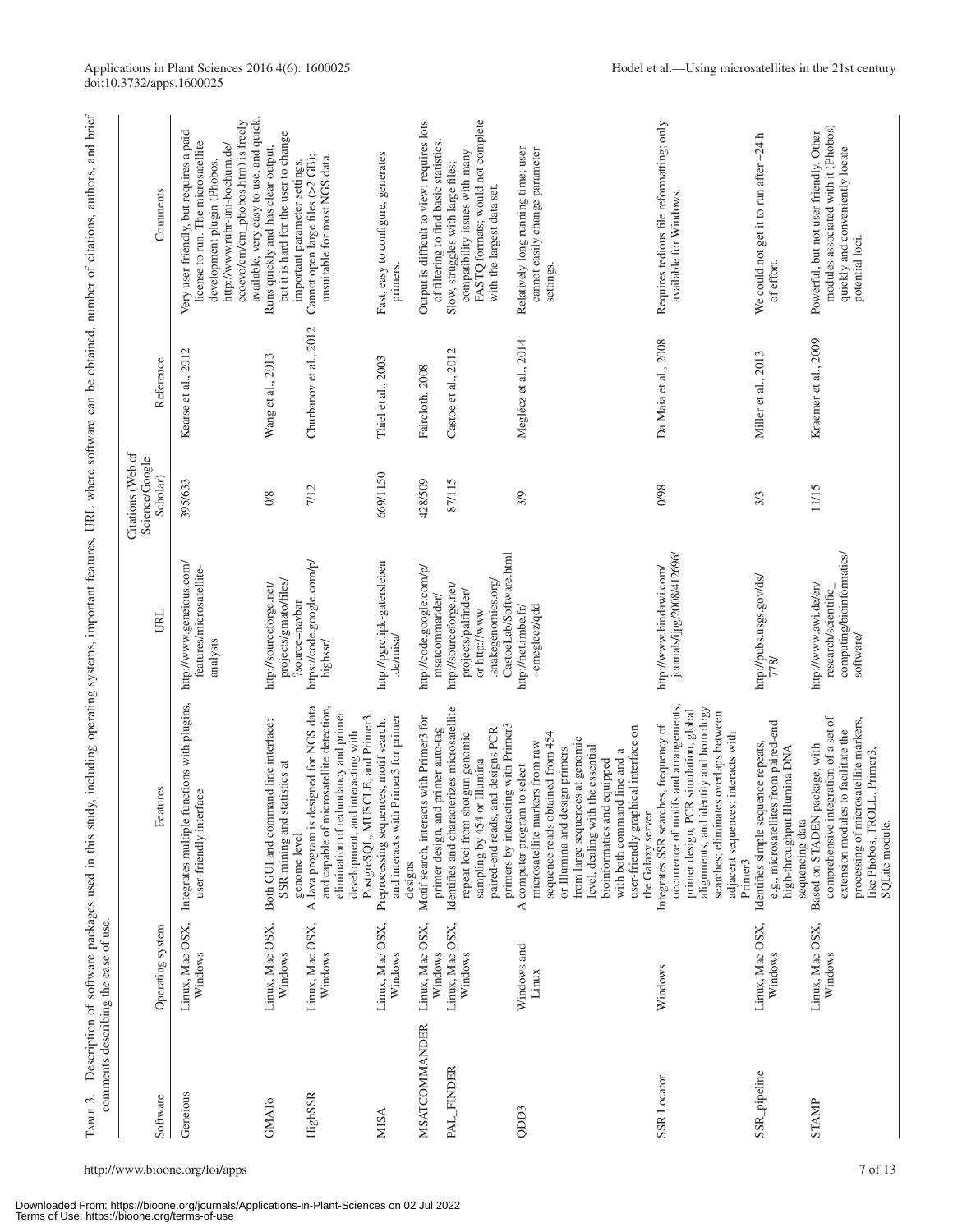Table 3. Description of software packages used in this study, including operating systems, important features, URL where software can be obtained, number of citations, authors, and brief comments describing the ease of use.

| Software | Operating system | Features | URL | Citations (Web of Science/Google Scholar) | Reference | Comments |
| --- | --- | --- | --- | --- | --- | --- |
| Geneious | Linux, Mac OSX, Windows | Integrates multiple functions with plugins, user-friendly interface | http://www.geneious.com/features/microsatellite-analysis | 395/633 | Kearse et al., 2012 | Very user friendly, but requires a paid license to run. The microsatellite development plugin (Phobos, http://www.ruhr-uni-bochum.de/ecoevo/cm/cm_phobos.htm) is freely available, very easy to use, and quick. |
| GMATo | Linux, Mac OSX, Windows | Both GUI and command line interface; SSR mining and statistics at genome level | http://sourceforge.net/projects/gmato/files/?source=navbar | 0/8 | Wang et al., 2013 | Runs quickly and has clear output, but it is hard for the user to change important parameter settings. |
| HighSSR | Linux, Mac OSX, Windows | A Java program is designed for NGS data and capable of microsatellite detection, elimination of redundancy and primer development, and interacting with PostgreSQL, MUSCLE, and Primer3. | https://code.google.com/p/highssr/ | 7/12 | Churbanov et al., 2012 | Cannot open large files (>2 GB); unsuitable for most NGS data. |
| MISA | Linux, Mac OSX, Windows | Preprocessing sequences, motif search, and interacts with Primer3 for primer designs | http://pgrc.ipk-gatersleben.de/misa/ | 669/1150 | Thiel et al., 2003 | Fast, easy to configure, generates primers. |
| MSATCOMMANDER | Linux, Mac OSX, Windows | Motif search, interacts with Primer3 for primer design, and primer auto-tag | http://code.google.com/p/msatcommander/ | 428/509 | Faircloth, 2008 | Output is difficult to view; requires lots of filtering to find basic statistics. |
| PAL_FINDER | Linux, Mac OSX, Windows | Identifies and characterizes microsatellite repeat loci from shotgun genomic sampling by 454 or Illumina paired-end reads, and designs PCR primers by interacting with Primer3 | http://sourceforge.net/projects/palfinder/ or http://www.snakegenomics.org/CastoeLab/Software.html | 87/115 | Castoe et al., 2012 | Slow, struggles with large files; compatibility issues with many FASTQ formats; would not complete with the largest data set. |
| QDD3 | Windows and Linux | A computer program to select microsatellite markers from raw sequence reads obtained from 454 or Illumina and design primers from large sequences at genomic level, dealing with the essential bioinformatics and equipped with both command line and a user-friendly graphical interface on the Galaxy server. | http://net.imbe.fr/~emeglecz/qdd | 3/9 | Meglécz et al., 2014 | Relatively long running time; user cannot easily change parameter settings. |
| SSR Locator | Windows | Integrates SSR searches, frequency of occurrence of motifs and arrangements, primer design, PCR simulation, global alignments, and identity and homology searches; eliminates overlaps between adjacent sequences; interacts with Primer3 | http://www.hindawi.com/journals/ijpg/2008/412696/ | 0/98 | Da Maia et al., 2008 | Requires tedious file reformatting; only available for Windows. |
| SSR_pipeline | Linux, Mac OSX, Windows | Identifies simple sequence repeats, e.g., microsatellites from paired-end high-throughput Illumina DNA sequencing data | http://pubs.usgs.gov/ds/778/ | 3/3 | Miller et al., 2013 | We could not get it to run after ~24 h of effort. |
| STAMP | Linux, Mac OSX, Windows | Based on STADEN package, with comprehensive integration of a set of extension modules to facilitate the processing of microsatellite markers, like Phobos, TROLL, Primer3, SQLite module. | http://www.awi.de/en/research/scientific_computing/bioinformatics/software/ | 11/15 | Kraemer et al., 2009 | Powerful, but not user friendly. Other modules associated with it (Phobos) quickly and conveniently locate potential loci. |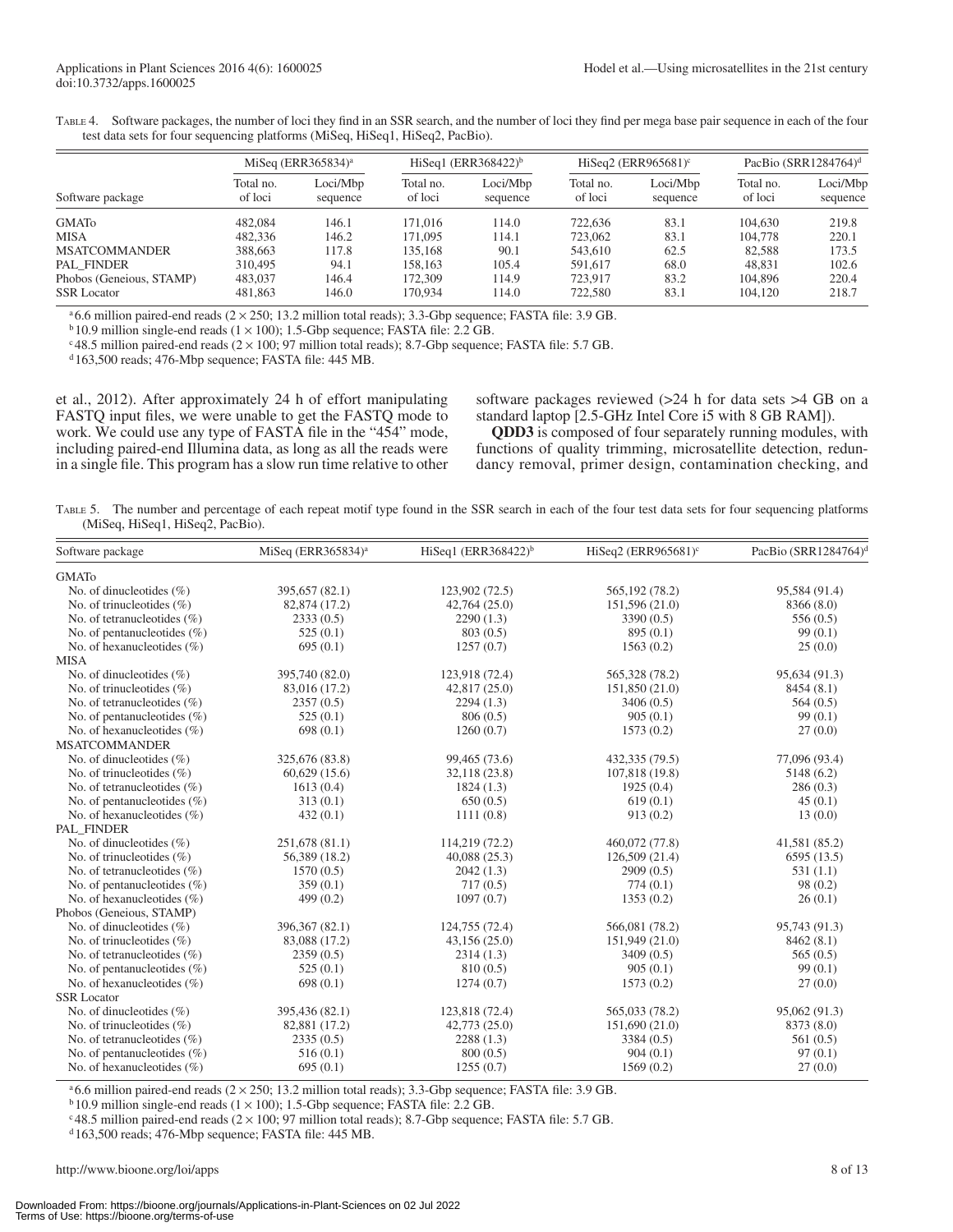Table 4. Software packages, the number of loci they find in an SSR search, and the number of loci they find per mega base pair sequence in each of the four test data sets for four sequencing platforms (MiSeq, HiSeq1, HiSeq2, PacBio).

| Software package | MiSeq (ERR365834)[a] | | HiSeq1 (ERR368422)[b] | | HiSeq2 (ERR965681)[c] | | PacBio (SRR1284764)[d] | |
|---|---|---|---|---|---|---|---|---|
| | Total no. of loci | Loci/Mbp sequence | Total no. of loci | Loci/Mbp sequence | Total no. of loci | Loci/Mbp sequence | Total no. of loci | Loci/Mbp sequence |
| GMATo | 482,084 | 146.1 | 171,016 | 114.0 | 722,636 | 83.1 | 104,630 | 219.8 |
| MISA | 482,336 | 146.2 | 171,095 | 114.1 | 723,062 | 83.1 | 104,778 | 220.1 |
| MSATCOMMANDER | 388,663 | 117.8 | 135,168 | 90.1 | 543,610 | 62.5 | 82,588 | 173.5 |
| PAL_FINDER | 310,495 | 94.1 | 158,163 | 105.4 | 591,617 | 68.0 | 48,831 | 102.6 |
| Phobos (Geneious, STAMP) | 483,037 | 146.4 | 172,309 | 114.9 | 723,917 | 83.2 | 104,896 | 220.4 |
| SSR Locator | 481,863 | 146.0 | 170,934 | 114.0 | 722,580 | 83.1 | 104,120 | 218.7 |

[a] 6.6 million paired-end reads (2 × 250; 13.2 million total reads); 3.3-Gbp sequence; FASTA file: 3.9 GB.
[b] 10.9 million single-end reads (1 × 100); 1.5-Gbp sequence; FASTA file: 2.2 GB.
[c] 48.5 million paired-end reads (2 × 100; 97 million total reads); 8.7-Gbp sequence; FASTA file: 5.7 GB.
[d] 163,500 reads; 476-Mbp sequence; FASTA file: 445 MB.

et al., 2012). After approximately 24 h of effort manipulating FASTQ input files, we were unable to get the FASTQ mode to work. We could use any type of FASTA file in the "454" mode, including paired-end Illumina data, as long as all the reads were in a single file. This program has a slow run time relative to other software packages reviewed (>24 h for data sets >4 GB on a standard laptop [2.5-GHz Intel Core i5 with 8 GB RAM]).

**QDD3** is composed of four separately running modules, with functions of quality trimming, microsatellite detection, redundancy removal, primer design, contamination checking, and

Table 5. The number and percentage of each repeat motif type found in the SSR search in each of the four test data sets for four sequencing platforms (MiSeq, HiSeq1, HiSeq2, PacBio).

| Software package | MiSeq (ERR365834)[a] | HiSeq1 (ERR368422)[b] | HiSeq2 (ERR965681)[c] | PacBio (SRR1284764)[d] |
|---|---|---|---|---|
| GMATo | | | | |
| No. of dinucleotides (%) | 395,657 (82.1) | 123,902 (72.5) | 565,192 (78.2) | 95,584 (91.4) |
| No. of trinucleotides (%) | 82,874 (17.2) | 42,764 (25.0) | 151,596 (21.0) | 8366 (8.0) |
| No. of tetranucleotides (%) | 2333 (0.5) | 2290 (1.3) | 3390 (0.5) | 556 (0.5) |
| No. of pentanucleotides (%) | 525 (0.1) | 803 (0.5) | 895 (0.1) | 99 (0.1) |
| No. of hexanucleotides (%) | 695 (0.1) | 1257 (0.7) | 1563 (0.2) | 25 (0.0) |
| MISA | | | | |
| No. of dinucleotides (%) | 395,740 (82.0) | 123,918 (72.4) | 565,328 (78.2) | 95,634 (91.3) |
| No. of trinucleotides (%) | 83,016 (17.2) | 42,817 (25.0) | 151,850 (21.0) | 8454 (8.1) |
| No. of tetranucleotides (%) | 2357 (0.5) | 2294 (1.3) | 3406 (0.5) | 564 (0.5) |
| No. of pentanucleotides (%) | 525 (0.1) | 806 (0.5) | 905 (0.1) | 99 (0.1) |
| No. of hexanucleotides (%) | 698 (0.1) | 1260 (0.7) | 1573 (0.2) | 27 (0.0) |
| MSATCOMMANDER | | | | |
| No. of dinucleotides (%) | 325,676 (83.8) | 99,465 (73.6) | 432,335 (79.5) | 77,096 (93.4) |
| No. of trinucleotides (%) | 60,629 (15.6) | 32,118 (23.8) | 107,818 (19.8) | 5148 (6.2) |
| No. of tetranucleotides (%) | 1613 (0.4) | 1824 (1.3) | 1925 (0.4) | 286 (0.3) |
| No. of pentanucleotides (%) | 313 (0.1) | 650 (0.5) | 619 (0.1) | 45 (0.1) |
| No. of hexanucleotides (%) | 432 (0.1) | 1111 (0.8) | 913 (0.2) | 13 (0.0) |
| PAL_FINDER | | | | |
| No. of dinucleotides (%) | 251,678 (81.1) | 114,219 (72.2) | 460,072 (77.8) | 41,581 (85.2) |
| No. of trinucleotides (%) | 56,389 (18.2) | 40,088 (25.3) | 126,509 (21.4) | 6595 (13.5) |
| No. of tetranucleotides (%) | 1570 (0.5) | 2042 (1.3) | 2909 (0.5) | 531 (1.1) |
| No. of pentanucleotides (%) | 359 (0.1) | 717 (0.5) | 774 (0.1) | 98 (0.2) |
| No. of hexanucleotides (%) | 499 (0.2) | 1097 (0.7) | 1353 (0.2) | 26 (0.1) |
| Phobos (Geneious, STAMP) | | | | |
| No. of dinucleotides (%) | 396,367 (82.1) | 124,755 (72.4) | 566,081 (78.2) | 95,743 (91.3) |
| No. of trinucleotides (%) | 83,088 (17.2) | 43,156 (25.0) | 151,949 (21.0) | 8462 (8.1) |
| No. of tetranucleotides (%) | 2359 (0.5) | 2314 (1.3) | 3409 (0.5) | 565 (0.5) |
| No. of pentanucleotides (%) | 525 (0.1) | 810 (0.5) | 905 (0.1) | 99 (0.1) |
| No. of hexanucleotides (%) | 698 (0.1) | 1274 (0.7) | 1573 (0.2) | 27 (0.0) |
| SSR Locator | | | | |
| No. of dinucleotides (%) | 395,436 (82.1) | 123,818 (72.4) | 565,033 (78.2) | 95,062 (91.3) |
| No. of trinucleotides (%) | 82,881 (17.2) | 42,773 (25.0) | 151,690 (21.0) | 8373 (8.0) |
| No. of tetranucleotides (%) | 2335 (0.5) | 2288 (1.3) | 3384 (0.5) | 561 (0.5) |
| No. of pentanucleotides (%) | 516 (0.1) | 800 (0.5) | 904 (0.1) | 97 (0.1) |
| No. of hexanucleotides (%) | 695 (0.1) | 1255 (0.7) | 1569 (0.2) | 27 (0.0) |

[a] 6.6 million paired-end reads (2 × 250; 13.2 million total reads); 3.3-Gbp sequence; FASTA file: 3.9 GB.
[b] 10.9 million single-end reads (1 × 100); 1.5-Gbp sequence; FASTA file: 2.2 GB.
[c] 48.5 million paired-end reads (2 × 100; 97 million total reads); 8.7-Gbp sequence; FASTA file: 5.7 GB.
[d] 163,500 reads; 476-Mbp sequence; FASTA file: 445 MB.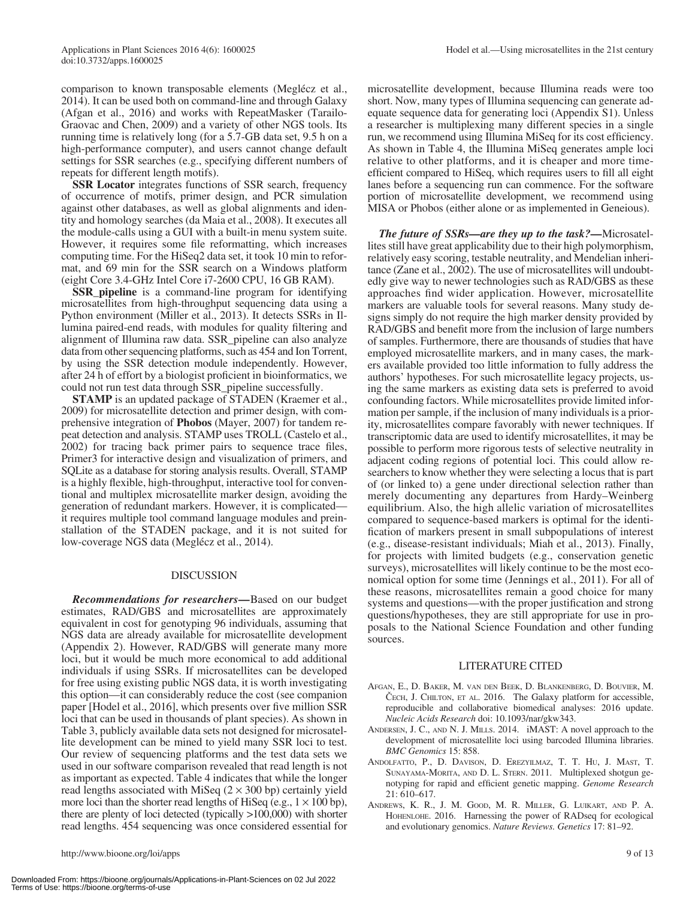comparison to known transposable elements (Meglécz et al., 2014). It can be used both on command-line and through Galaxy (Afgan et al., 2016) and works with RepeatMasker (Tarailo-Graovac and Chen, 2009) and a variety of other NGS tools. Its running time is relatively long (for a 5.7-GB data set, 9.5 h on a high-performance computer), and users cannot change default settings for SSR searches (e.g., specifying different numbers of repeats for different length motifs).

**SSR Locator** integrates functions of SSR search, frequency of occurrence of motifs, primer design, and PCR simulation against other databases, as well as global alignments and identity and homology searches (da Maia et al., 2008). It executes all the module-calls using a GUI with a built-in menu system suite. However, it requires some file reformatting, which increases computing time. For the HiSeq2 data set, it took 10 min to reformat, and 69 min for the SSR search on a Windows platform (eight Core 3.4-GHz Intel Core i7-2600 CPU, 16 GB RAM).

**SSR_pipeline** is a command-line program for identifying microsatellites from high-throughput sequencing data using a Python environment (Miller et al., 2013). It detects SSRs in Illumina paired-end reads, with modules for quality filtering and alignment of Illumina raw data. SSR_pipeline can also analyze data from other sequencing platforms, such as 454 and Ion Torrent, by using the SSR detection module independently. However, after 24 h of effort by a biologist proficient in bioinformatics, we could not run test data through SSR_pipeline successfully.

**STAMP** is an updated package of STADEN (Kraemer et al., 2009) for microsatellite detection and primer design, with comprehensive integration of **Phobos** (Mayer, 2007) for tandem repeat detection and analysis. STAMP uses TROLL (Castelo et al., 2002) for tracing back primer pairs to sequence trace files, Primer3 for interactive design and visualization of primers, and SQLite as a database for storing analysis results. Overall, STAMP is a highly flexible, high-throughput, interactive tool for conventional and multiplex microsatellite marker design, avoiding the generation of redundant markers. However, it is complicated—it requires multiple tool command language modules and preinstallation of the STADEN package, and it is not suited for low-coverage NGS data (Meglécz et al., 2014).

## DISCUSSION

***Recommendations for researchers***—Based on our budget estimates, RAD/GBS and microsatellites are approximately equivalent in cost for genotyping 96 individuals, assuming that NGS data are already available for microsatellite development (Appendix 2). However, RAD/GBS will generate many more loci, but it would be much more economical to add additional individuals if using SSRs. If microsatellites can be developed for free using existing public NGS data, it is worth investigating this option—it can considerably reduce the cost (see companion paper [Hodel et al., 2016], which presents over five million SSR loci that can be used in thousands of plant species). As shown in Table 3, publicly available data sets not designed for microsatellite development can be mined to yield many SSR loci to test. Our review of sequencing platforms and the test data sets we used in our software comparison revealed that read length is not as important as expected. Table 4 indicates that while the longer read lengths associated with MiSeq (2 × 300 bp) certainly yield more loci than the shorter read lengths of HiSeq (e.g., 1 × 100 bp), there are plenty of loci detected (typically >100,000) with shorter read lengths. 454 sequencing was once considered essential for microsatellite development, because Illumina reads were too short. Now, many types of Illumina sequencing can generate adequate sequence data for generating loci (Appendix S1). Unless a researcher is multiplexing many different species in a single run, we recommend using Illumina MiSeq for its cost efficiency. As shown in Table 4, the Illumina MiSeq generates ample loci relative to other platforms, and it is cheaper and more time-efficient compared to HiSeq, which requires users to fill all eight lanes before a sequencing run can commence. For the software portion of microsatellite development, we recommend using MISA or Phobos (either alone or as implemented in Geneious).

***The future of SSRs—are they up to the task?***—Microsatellites still have great applicability due to their high polymorphism, relatively easy scoring, testable neutrality, and Mendelian inheritance (Zane et al., 2002). The use of microsatellites will undoubtedly give way to newer technologies such as RAD/GBS as these approaches find wider application. However, microsatellite markers are valuable tools for several reasons. Many study designs simply do not require the high marker density provided by RAD/GBS and benefit more from the inclusion of large numbers of samples. Furthermore, there are thousands of studies that have employed microsatellite markers, and in many cases, the markers available provided too little information to fully address the authors' hypotheses. For such microsatellite legacy projects, using the same markers as existing data sets is preferred to avoid confounding factors. While microsatellites provide limited information per sample, if the inclusion of many individuals is a priority, microsatellites compare favorably with newer techniques. If transcriptomic data are used to identify microsatellites, it may be possible to perform more rigorous tests of selective neutrality in adjacent coding regions of potential loci. This could allow researchers to know whether they were selecting a locus that is part of (or linked to) a gene under directional selection rather than merely documenting any departures from Hardy–Weinberg equilibrium. Also, the high allelic variation of microsatellites compared to sequence-based markers is optimal for the identification of markers present in small subpopulations of interest (e.g., disease-resistant individuals; Miah et al., 2013). Finally, for projects with limited budgets (e.g., conservation genetic surveys), microsatellites will likely continue to be the most economical option for some time (Jennings et al., 2011). For all of these reasons, microsatellites remain a good choice for many systems and questions—with the proper justification and strong questions/hypotheses, they are still appropriate for use in proposals to the National Science Foundation and other funding sources.

## LITERATURE CITED

- Afgan, E., D. Baker, M. van den Beek, D. Blankenberg, D. Bouvier, M. Čech, J. Chilton, et al. 2016. The Galaxy platform for accessible, reproducible and collaborative biomedical analyses: 2016 update. *Nucleic Acids Research* doi: 10.1093/nar/gkw343.
- Andersen, J. C., and N. J. Mills. 2014. iMAST: A novel approach to the development of microsatellite loci using barcoded Illumina libraries. *BMC Genomics* 15: 858.
- Andolfatto, P., D. Davison, D. Erezyilmaz, T. T. Hu, J. Mast, T. Sunayama-Morita, and D. L. Stern. 2011. Multiplexed shotgun genotyping for rapid and efficient genetic mapping. *Genome Research* 21: 610–617.
- Andrews, K. R., J. M. Good, M. R. Miller, G. Luikart, and P. A. Hohenlohe. 2016. Harnessing the power of RADseq for ecological and evolutionary genomics. *Nature Reviews. Genetics* 17: 81–92.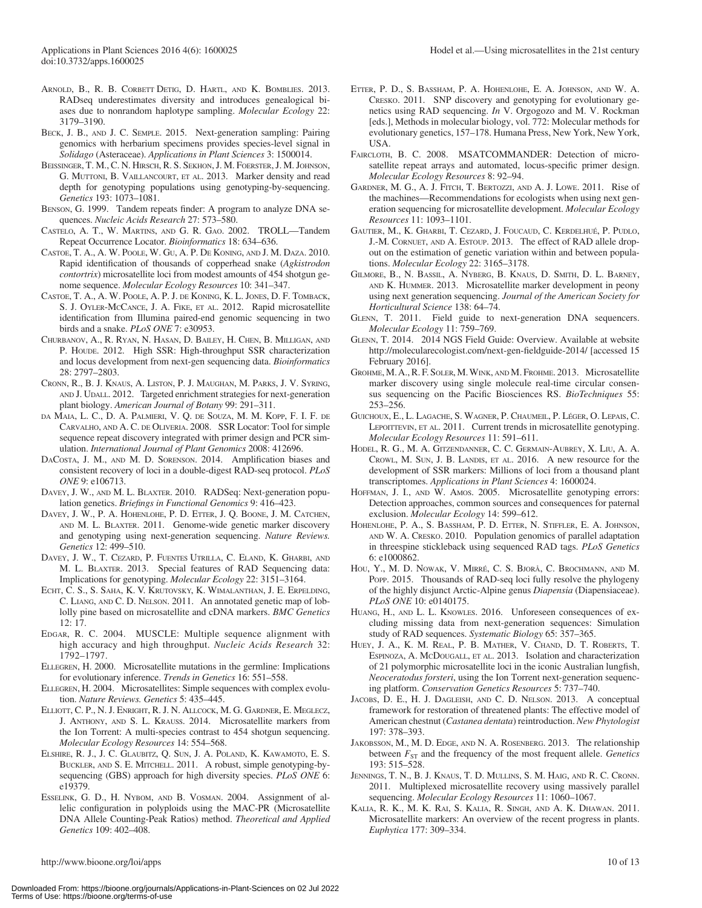Arnold, B., R. B. Corbett Detig, D. Hartl, and K. Bomblies. 2013. RADseq underestimates diversity and introduces genealogical biases due to nonrandom haplotype sampling. *Molecular Ecology* 22: 3179–3190.

Beck, J. B., and J. C. Semple. 2015. Next-generation sampling: Pairing genomics with herbarium specimens provides species-level signal in *Solidago* (Asteraceae). *Applications in Plant Sciences* 3: 1500014.

Beissinger, T. M., C. N. Hirsch, R. S. Sekhon, J. M. Foerster, J. M. Johnson, G. Muttoni, B. Vaillancourt, et al. 2013. Marker density and read depth for genotyping populations using genotyping-by-sequencing. *Genetics* 193: 1073–1081.

Benson, G. 1999. Tandem repeats finder: A program to analyze DNA sequences. *Nucleic Acids Research* 27: 573–580.

Castelo, A. T., W. Martins, and G. R. Gao. 2002. TROLL—Tandem Repeat Occurrence Locator. *Bioinformatics* 18: 634–636.

Castoe, T. A., A. W. Poole, W. Gu, A. P. De Koning, and J. M. Daza. 2010. Rapid identification of thousands of copperhead snake (*Agkistrodon contortrix*) microsatellite loci from modest amounts of 454 shotgun genome sequence. *Molecular Ecology Resources* 10: 341–347.

Castoe, T. A., A. W. Poole, A. P. J. de Koning, K. L. Jones, D. F. Tomback, S. J. Oyler-McCance, J. A. Fike, et al. 2012. Rapid microsatellite identification from Illumina paired-end genomic sequencing in two birds and a snake. *PLoS ONE* 7: e30953.

Churbanov, A., R. Ryan, N. Hasan, D. Bailey, H. Chen, B. Milligan, and P. Houde. 2012. High SSR: High-throughput SSR characterization and locus development from next-gen sequencing data. *Bioinformatics* 28: 2797–2803.

Cronn, R., B. J. Knaus, A. Liston, P. J. Maughan, M. Parks, J. V. Syring, and J. Udall. 2012. Targeted enrichment strategies for next-generation plant biology. *American Journal of Botany* 99: 291–311.

da Maia, L. C., D. A. Palmieri, V. Q. de Souza, M. M. Kopp, F. I. F. de Carvalho, and A. C. de Oliveria. 2008. SSR Locator: Tool for simple sequence repeat discovery integrated with primer design and PCR simulation. *International Journal of Plant Genomics* 2008: 412696.

DaCosta, J. M., and M. D. Sorenson. 2014. Amplification biases and consistent recovery of loci in a double-digest RAD-seq protocol. *PLoS ONE* 9: e106713.

Davey, J. W., and M. L. Blaxter. 2010. RADSeq: Next-generation population genetics. *Briefings in Functional Genomics* 9: 416–423.

Davey, J. W., P. A. Hohenlohe, P. D. Etter, J. Q. Boone, J. M. Catchen, and M. L. Blaxter. 2011. Genome-wide genetic marker discovery and genotyping using next-generation sequencing. *Nature Reviews. Genetics* 12: 499–510.

Davey, J. W., T. Cezard, P. Fuentes Utrilla, C. Eland, K. Gharbi, and M. L. Blaxter. 2013. Special features of RAD Sequencing data: Implications for genotyping. *Molecular Ecology* 22: 3151–3164.

Echt, C. S., S. Saha, K. V. Krutovsky, K. Wimalanthan, J. E. Erpelding, C. Liang, and C. D. Nelson. 2011. An annotated genetic map of loblolly pine based on microsatellite and cDNA markers. *BMC Genetics* 12: 17.

Edgar, R. C. 2004. MUSCLE: Multiple sequence alignment with high accuracy and high throughput. *Nucleic Acids Research* 32: 1792–1797.

Ellegren, H. 2000. Microsatellite mutations in the germline: Implications for evolutionary inference. *Trends in Genetics* 16: 551–558.

Ellegren, H. 2004. Microsatellites: Simple sequences with complex evolution. *Nature Reviews. Genetics* 5: 435–445.

Elliott, C. P., N. J. Enright, R. J. N. Allcock, M. G. Gardner, E. Meglecz, J. Anthony, and S. L. Krauss. 2014. Microsatellite markers from the Ion Torrent: A multi-species contrast to 454 shotgun sequencing. *Molecular Ecology Resources* 14: 554–568.

Elshire, R. J., J. C. Glaubitz, Q. Sun, J. A. Poland, K. Kawamoto, E. S. Buckler, and S. E. Mitchell. 2011. A robust, simple genotyping-by-sequencing (GBS) approach for high diversity species. *PLoS ONE* 6: e19379.

Esselink, G. D., H. Nybom, and B. Vosman. 2004. Assignment of allelic configuration in polyploids using the MAC-PR (Microsatellite DNA Allele Counting-Peak Ratios) method. *Theoretical and Applied Genetics* 109: 402–408.

Etter, P. D., S. Bassham, P. A. Hohenlohe, E. A. Johnson, and W. A. Cresko. 2011. SNP discovery and genotyping for evolutionary genetics using RAD sequencing. *In* V. Orgogozo and M. V. Rockman [eds.], Methods in molecular biology, vol. 772: Molecular methods for evolutionary genetics, 157–178. Humana Press, New York, New York, USA.

Faircloth, B. C. 2008. MSATCOMMANDER: Detection of microsatellite repeat arrays and automated, locus-specific primer design. *Molecular Ecology Resources* 8: 92–94.

Gardner, M. G., A. J. Fitch, T. Bertozzi, and A. J. Lowe. 2011. Rise of the machines—Recommendations for ecologists when using next generation sequencing for microsatellite development. *Molecular Ecology Resources* 11: 1093–1101.

Gautier, M., K. Gharbi, T. Cezard, J. Foucaud, C. Kerdelhué, P. Pudlo, J.-M. Cornuet, and A. Estoup. 2013. The effect of RAD allele dropout on the estimation of genetic variation within and between populations. *Molecular Ecology* 22: 3165–3178.

Gilmore, B., N. Bassil, A. Nyberg, B. Knaus, D. Smith, D. L. Barney, and K. Hummer. 2013. Microsatellite marker development in peony using next generation sequencing. *Journal of the American Society for Horticultural Science* 138: 64–74.

Glenn, T. 2011. Field guide to next-generation DNA sequencers. *Molecular Ecology* 11: 759–769.

Glenn, T. 2014. 2014 NGS Field Guide: Overview. Available at website http://molecularecologist.com/next-gen-fieldguide-2014/ [accessed 15 February 2016].

Grohme, M. A., R. F. Soler, M. Wink, and M. Frohme. 2013. Microsatellite marker discovery using single molecule real-time circular consensus sequencing on the Pacific Biosciences RS. *BioTechniques* 55: 253–256.

Guichoux, E., L. Lagache, S. Wagner, P. Chaumeil, P. Léger, O. Lepais, C. Lepoittevin, et al. 2011. Current trends in microsatellite genotyping. *Molecular Ecology Resources* 11: 591–611.

Hodel, R. G., M. A. Gitzendanner, C. C. Germain-Aubrey, X. Liu, A. A. Crowl, M. Sun, J. B. Landis, et al. 2016. A new resource for the development of SSR markers: Millions of loci from a thousand plant transcriptomes. *Applications in Plant Sciences* 4: 1600024.

Hoffman, J. I., and W. Amos. 2005. Microsatellite genotyping errors: Detection approaches, common sources and consequences for paternal exclusion. *Molecular Ecology* 14: 599–612.

Hohenlohe, P. A., S. Bassham, P. D. Etter, N. Stiffler, E. A. Johnson, and W. A. Cresko. 2010. Population genomics of parallel adaptation in threespine stickleback using sequenced RAD tags. *PLoS Genetics* 6: e1000862.

Hou, Y., M. D. Nowak, V. Mirré, C. S. Bjorå, C. Brochmann, and M. Popp. 2015. Thousands of RAD-seq loci fully resolve the phylogeny of the highly disjunct Arctic-Alpine genus *Diapensia* (Diapensiaceae). *PLoS ONE* 10: e0140175.

Huang, H., and L. L. Knowles. 2016. Unforeseen consequences of excluding missing data from next-generation sequences: Simulation study of RAD sequences. *Systematic Biology* 65: 357–365.

Huey, J. A., K. M. Real, P. B. Mather, V. Chand, D. T. Roberts, T. Espinoza, A. McDougall, et al. 2013. Isolation and characterization of 21 polymorphic microsatellite loci in the iconic Australian lungfish, *Neoceratodus forsteri*, using the Ion Torrent next-generation sequencing platform. *Conservation Genetics Resources* 5: 737–740.

Jacobs, D. E., H. J. Dagleish, and C. D. Nelson. 2013. A conceptual framework for restoration of threatened plants: The effective model of American chestnut (*Castanea dentata*) reintroduction. *New Phytologist* 197: 378–393.

Jakobsson, M., M. D. Edge, and N. A. Rosenberg. 2013. The relationship between $F_{ST}$ and the frequency of the most frequent allele. *Genetics* 193: 515–528.

Jennings, T. N., B. J. Knaus, T. D. Mullins, S. M. Haig, and R. C. Cronn. 2011. Multiplexed microsatellite recovery using massively parallel sequencing. *Molecular Ecology Resources* 11: 1060–1067.

Kalia, R. K., M. K. Rai, S. Kalia, R. Singh, and A. K. Dhawan. 2011. Microsatellite markers: An overview of the recent progress in plants. *Euphytica* 177: 309–334.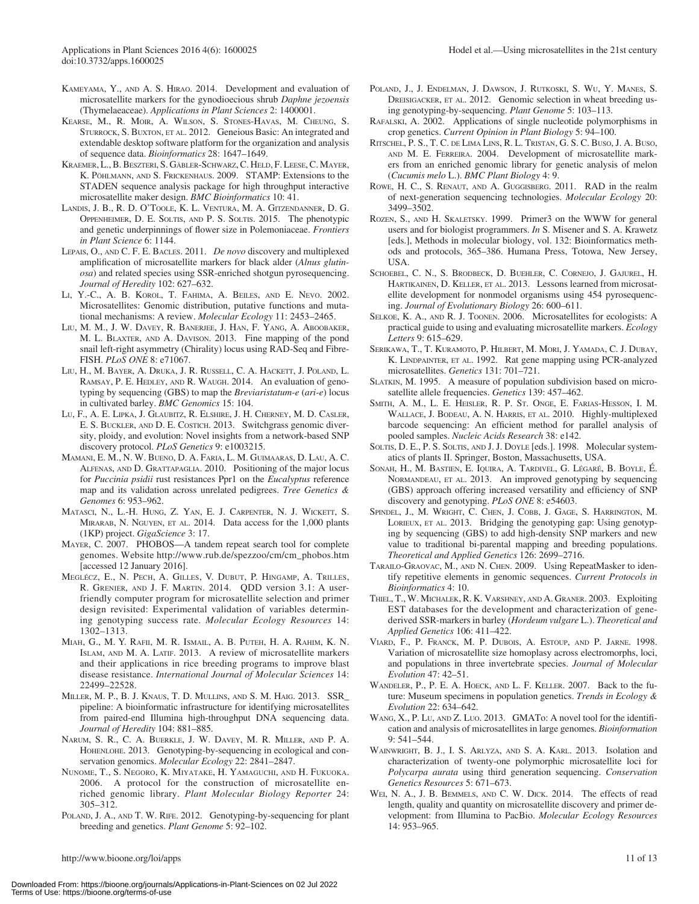Kameyama, Y., and A. S. Hirao. 2014. Development and evaluation of microsatellite markers for the gynodioecious shrub *Daphne jezoensis* (Thymelaeaceae). *Applications in Plant Sciences* 2: 1400001.

Kearse, M., R. Moir, A. Wilson, S. Stones-Havas, M. Cheung, S. Sturrock, S. Buxton, et al. 2012. Geneious Basic: An integrated and extendable desktop software platform for the organization and analysis of sequence data. *Bioinformatics* 28: 1647–1649.

Kraemer, L., B. Beszteri, S. Gäbler-Schwarz, C. Held, F. Leese, C. Mayer, K. Pöhlmann, and S. Frickenhaus. 2009. STAMP: Extensions to the STADEN sequence analysis package for high throughput interactive microsatellite maker design. *BMC Bioinformatics* 10: 41.

Landis, J. B., R. D. O'Toole, K. L. Ventura, M. A. Gitzendanner, D. G. Oppenheimer, D. E. Soltis, and P. S. Soltis. 2015. The phenotypic and genetic underpinnings of flower size in Polemoniaceae. *Frontiers in Plant Science* 6: 1144.

Lepais, O., and C. F. E. Bacles. 2011. *De novo* discovery and multiplexed amplification of microsatellite markers for black alder (*Alnus glutinosa*) and related species using SSR-enriched shotgun pyrosequencing. *Journal of Heredity* 102: 627–632.

Li, Y.-C., A. B. Korol, T. Fahima, A. Beiles, and E. Nevo. 2002. Microsatellites: Genomic distribution, putative functions and mutational mechanisms: A review. *Molecular Ecology* 11: 2453–2465.

Liu, M. M., J. W. Davey, R. Banerjee, J. Han, F. Yang, A. Aboobaker, M. L. Blaxter, and A. Davison. 2013. Fine mapping of the pond snail left-right asymmetry (Chirality) locus using RAD-Seq and Fibre-FISH. *PLoS ONE* 8: e71067.

Liu, H., M. Bayer, A. Druka, J. R. Russell, C. A. Hackett, J. Poland, L. Ramsay, P. E. Hedley, and R. Waugh. 2014. An evaluation of genotyping by sequencing (GBS) to map the *Breviaristatum-e* (*ari-e*) locus in cultivated barley. *BMC Genomics* 15: 104.

Lu, F., A. E. Lipka, J. Glaubitz, R. Elshire, J. H. Cherney, M. D. Casler, E. S. Buckler, and D. E. Costich. 2013. Switchgrass genomic diversity, ploidy, and evolution: Novel insights from a network-based SNP discovery protocol. *PLoS Genetics* 9: e1003215.

Mamani, E. M., N. W. Bueno, D. A. Faria, L. M. Guimaaras, D. Lau, A. C. Alfenas, and D. Grattapaglia. 2010. Positioning of the major locus for *Puccinia psidii* rust resistances Ppr1 on the *Eucalyptus* reference map and its validation across unrelated pedigrees. *Tree Genetics & Genomes* 6: 953–962.

Matasci, N., L.-H. Hung, Z. Yan, E. J. Carpenter, N. J. Wickett, S. Mirarab, N. Nguyen, et al. 2014. Data access for the 1,000 plants (1KP) project. *GigaScience* 3: 17.

Mayer, C. 2007. PHOBOS—A tandem repeat search tool for complete genomes. Website http://www.rub.de/spezzoo/cm/cm_phobos.htm [accessed 12 January 2016].

Meglécz, E., N. Pech, A. Gilles, V. Dubut, P. Hingamp, A. Trilles, R. Grenier, and J. F. Martin. 2014. QDD version 3.1: A user-friendly computer program for microsatellite selection and primer design revisited: Experimental validation of variables determining genotyping success rate. *Molecular Ecology Resources* 14: 1302–1313.

Miah, G., M. Y. Rafii, M. R. Ismail, A. B. Puteh, H. A. Rahim, K. N. Islam, and M. A. Latif. 2013. A review of microsatellite markers and their applications in rice breeding programs to improve blast disease resistance. *International Journal of Molecular Sciences* 14: 22499–22528.

Miller, M. P., B. J. Knaus, T. D. Mullins, and S. M. Haig. 2013. SSR_pipeline: A bioinformatic infrastructure for identifying microsatellites from paired-end Illumina high-throughput DNA sequencing data. *Journal of Heredity* 104: 881–885.

Narum, S. R., C. A. Buerkle, J. W. Davey, M. R. Miller, and P. A. Hohenlohe. 2013. Genotyping-by-sequencing in ecological and conservation genomics. *Molecular Ecology* 22: 2841–2847.

Nunome, T., S. Negoro, K. Miyatake, H. Yamaguchi, and H. Fukuoka. 2006. A protocol for the construction of microsatellite enriched genomic library. *Plant Molecular Biology Reporter* 24: 305–312.

Poland, J. A., and T. W. Rife. 2012. Genotyping-by-sequencing for plant breeding and genetics. *Plant Genome* 5: 92–102.

Poland, J., J. Endelman, J. Dawson, J. Rutkoski, S. Wu, Y. Manes, S. Dreisigacker, et al. 2012. Genomic selection in wheat breeding using genotyping-by-sequencing. *Plant Genome* 5: 103–113.

Rafalski, A. 2002. Applications of single nucleotide polymorphisms in crop genetics. *Current Opinion in Plant Biology* 5: 94–100.

Ritschel, P. S., T. C. de Lima Lins, R. L. Tristan, G. S. C. Buso, J. A. Buso, and M. E. Ferreira. 2004. Development of microsatellite markers from an enriched genomic library for genetic analysis of melon (*Cucumis melo* L.). *BMC Plant Biology* 4: 9.

Rowe, H. C., S. Renaut, and A. Guggisberg. 2011. RAD in the realm of next-generation sequencing technologies. *Molecular Ecology* 20: 3499–3502.

Rozen, S., and H. Skaletsky. 1999. Primer3 on the WWW for general users and for biologist programmers. *In* S. Misener and S. A. Krawetz [eds.], Methods in molecular biology, vol. 132: Bioinformatics methods and protocols, 365–386. Humana Press, Totowa, New Jersey, USA.

Schoebel, C. N., S. Brodbeck, D. Buehler, C. Cornejo, J. Gajurel, H. Hartikainen, D. Keller, et al. 2013. Lessons learned from microsatellite development for nonmodel organisms using 454 pyrosequencing. *Journal of Evolutionary Biology* 26: 600–611.

Selkoe, K. A., and R. J. Toonen. 2006. Microsatellites for ecologists: A practical guide to using and evaluating microsatellite markers. *Ecology Letters* 9: 615–629.

Serikawa, T., T. Kuramoto, P. Hilbert, M. Mori, J. Yamada, C. J. Dubay, K. Lindpainter, et al. 1992. Rat gene mapping using PCR-analyzed microsatellites. *Genetics* 131: 701–721.

Slatkin, M. 1995. A measure of population subdivision based on microsatellite allele frequencies. *Genetics* 139: 457–462.

Smith, A. M., L. E. Heisler, R. P. St. Onge, E. Farias-Hesson, I. M. Wallace, J. Bodeau, A. N. Harris, et al. 2010. Highly-multiplexed barcode sequencing: An efficient method for parallel analysis of pooled samples. *Nucleic Acids Research* 38: e142.

Soltis, D. E., P. S. Soltis, and J. J. Doyle [eds.]. 1998. Molecular systematics of plants II. Springer, Boston, Massachusetts, USA.

Sonah, H., M. Bastien, E. Iquira, A. Tardivel, G. Légaré, B. Boyle, É. Normandeau, et al. 2013. An improved genotyping by sequencing (GBS) approach offering increased versatility and efficiency of SNP discovery and genotyping. *PLoS ONE* 8: e54603.

Spindel, J., M. Wright, C. Chen, J. Cobb, J. Gage, S. Harrington, M. Lorieux, et al. 2013. Bridging the genotyping gap: Using genotyping by sequencing (GBS) to add high-density SNP markers and new value to traditional bi-parental mapping and breeding populations. *Theoretical and Applied Genetics* 126: 2699–2716.

Tarailo-Graovac, M., and N. Chen. 2009. Using RepeatMasker to identify repetitive elements in genomic sequences. *Current Protocols in Bioinformatics* 4: 10.

Thiel, T., W. Michalek, R. K. Varshney, and A. Graner. 2003. Exploiting EST databases for the development and characterization of gene-derived SSR-markers in barley (*Hordeum vulgare* L.). *Theoretical and Applied Genetics* 106: 411–422.

Viard, F., P. Franck, M. P. Dubois, A. Estoup, and P. Jarne. 1998. Variation of microsatellite size homoplasy across electromorphs, loci, and populations in three invertebrate species. *Journal of Molecular Evolution* 47: 42–51.

Wandeler, P., P. E. A. Hoeck, and L. F. Keller. 2007. Back to the future: Museum specimens in population genetics. *Trends in Ecology & Evolution* 22: 634–642.

Wang, X., P. Lu, and Z. Luo. 2013. GMATo: A novel tool for the identification and analysis of microsatellites in large genomes. *Bioinformation* 9: 541–544.

Wainwright, B. J., I. S. Arlyza, and S. A. Karl. 2013. Isolation and characterization of twenty-one polymorphic microsatellite loci for *Polycarpa aurata* using third generation sequencing. *Conservation Genetics Resources* 5: 671–673.

Wei, N. A., J. B. Bemmels, and C. W. Dick. 2014. The effects of read length, quality and quantity on microsatellite discovery and primer development: from Illumina to PacBio. *Molecular Ecology Resources* 14: 953–965.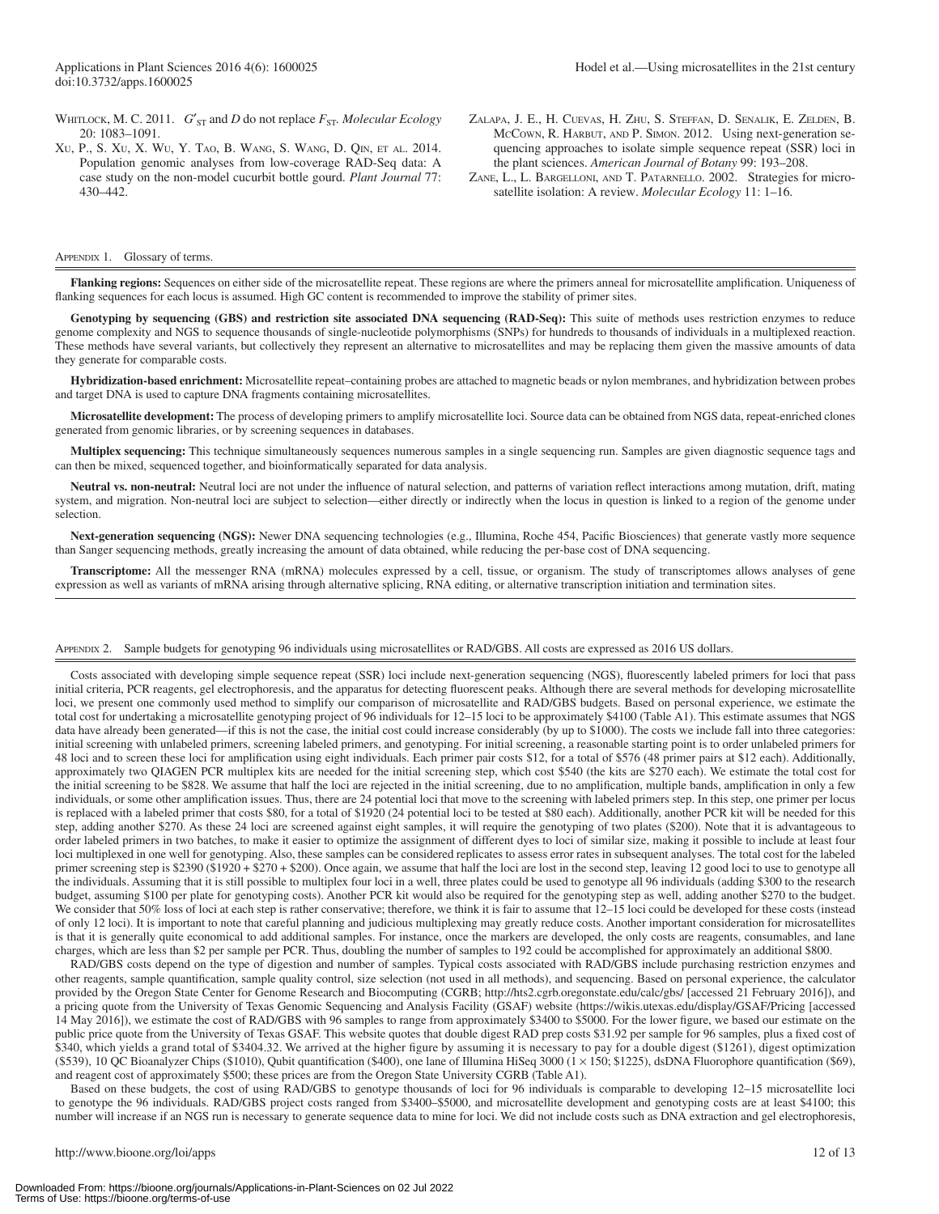Whitlock, M. C. 2011. $G'_{ST}$ and $D$ do not replace $F_{ST}$. *Molecular Ecology* 20: 1083–1091.

Xu, P., S. Xu, X. Wu, Y. Tao, B. Wang, S. Wang, D. Qin, et al. 2014. Population genomic analyses from low-coverage RAD-Seq data: A case study on the non-model cucurbit bottle gourd. *Plant Journal* 77: 430–442.

Zalapa, J. E., H. Cuevas, H. Zhu, S. Steffan, D. Senalik, E. Zeldin, B. McCown, R. Harbut, and P. Simon. 2012. Using next-generation sequencing approaches to isolate simple sequence repeat (SSR) loci in the plant sciences. *American Journal of Botany* 99: 193–208.

Zane, L., L. Bargelloni, and T. Patarnello. 2002. Strategies for microsatellite isolation: A review. *Molecular Ecology* 11: 1–16.

Appendix 1. Glossary of terms.

**Flanking regions:** Sequences on either side of the microsatellite repeat. These regions are where the primers anneal for microsatellite amplification. Uniqueness of flanking sequences for each locus is assumed. High GC content is recommended to improve the stability of primer sites.

**Genotyping by sequencing (GBS) and restriction site associated DNA sequencing (RAD-Seq):** This suite of methods uses restriction enzymes to reduce genome complexity and NGS to sequence thousands of single-nucleotide polymorphisms (SNPs) for hundreds to thousands of individuals in a multiplexed reaction. These methods have several variants, but collectively they represent an alternative to microsatellites and may be replacing them given the massive amounts of data they generate for comparable costs.

**Hybridization-based enrichment:** Microsatellite repeat–containing probes are attached to magnetic beads or nylon membranes, and hybridization between probes and target DNA is used to capture DNA fragments containing microsatellites.

**Microsatellite development:** The process of developing primers to amplify microsatellite loci. Source data can be obtained from NGS data, repeat-enriched clones generated from genomic libraries, or by screening sequences in databases.

**Multiplex sequencing:** This technique simultaneously sequences numerous samples in a single sequencing run. Samples are given diagnostic sequence tags and can then be mixed, sequenced together, and bioinformatically separated for data analysis.

**Neutral vs. non-neutral:** Neutral loci are not under the influence of natural selection, and patterns of variation reflect interactions among mutation, drift, mating system, and migration. Non-neutral loci are subject to selection—either directly or indirectly when the locus in question is linked to a region of the genome under selection.

**Next-generation sequencing (NGS):** Newer DNA sequencing technologies (e.g., Illumina, Roche 454, Pacific Biosciences) that generate vastly more sequence than Sanger sequencing methods, greatly increasing the amount of data obtained, while reducing the per-base cost of DNA sequencing.

**Transcriptome:** All the messenger RNA (mRNA) molecules expressed by a cell, tissue, or organism. The study of transcriptomes allows analyses of gene expression as well as variants of mRNA arising through alternative splicing, RNA editing, or alternative transcription initiation and termination sites.

Appendix 2. Sample budgets for genotyping 96 individuals using microsatellites or RAD/GBS. All costs are expressed as 2016 US dollars.

Costs associated with developing simple sequence repeat (SSR) loci include next-generation sequencing (NGS), fluorescently labeled primers for loci that pass initial criteria, PCR reagents, gel electrophoresis, and the apparatus for detecting fluorescent peaks. Although there are several methods for developing microsatellite loci, we present one commonly used method to simplify our comparison of microsatellite and RAD/GBS budgets. Based on personal experience, we estimate the total cost for undertaking a microsatellite genotyping project of 96 individuals for 12–15 loci to be approximately \$4100 (Table A1). This estimate assumes that NGS data have already been generated—if this is not the case, the initial cost could increase considerably (by up to \$1000). The costs we include fall into three categories: initial screening with unlabeled primers, screening labeled primers, and genotyping. For initial screening, a reasonable starting point is to order unlabeled primers for 48 loci and to screen these loci for amplification using eight individuals. Each primer pair costs \$12, for a total of \$576 (48 primer pairs at \$12 each). Additionally, approximately two QIAGEN PCR multiplex kits are needed for the initial screening step, which cost \$540 (the kits are \$270 each). We estimate the total cost for the initial screening to be \$828. We assume that half the loci are rejected in the initial screening, due to no amplification, multiple bands, amplification in only a few individuals, or some other amplification issues. Thus, there are 24 potential loci that move to the screening with labeled primers step. In this step, one primer per locus is replaced with a labeled primer that costs \$80, for a total of \$1920 (24 potential loci to be tested at \$80 each). Additionally, another PCR kit will be needed for this step, adding another \$270. As these 24 loci are screened against eight samples, it will require the genotyping of two plates (\$200). Note that it is advantageous to order labeled primers in two batches, to make it easier to optimize the assignment of different dyes to loci of similar size, making it possible to include at least four loci multiplexed in one well for genotyping. Also, these samples can be considered replicates to assess error rates in subsequent analyses. The total cost for the labeled primer screening step is \$2390 (\$1920 + \$270 + \$200). Once again, we assume that half the loci are lost in the second step, leaving 12 good loci to use to genotype all the individuals. Assuming that it is still possible to multiplex four loci in a well, three plates could be used to genotype all 96 individuals (adding \$300 to the research budget, assuming \$100 per plate for genotyping costs). Another PCR kit would also be required for the genotyping step as well, adding another \$270 to the budget. We consider that 50% loss of loci at each step is rather conservative; therefore, we think it is fair to assume that 12–15 loci could be developed for these costs (instead of only 12 loci). It is important to note that careful planning and judicious multiplexing may greatly reduce costs. Another important consideration for microsatellites is that it is generally quite economical to add additional samples. For instance, once the markers are developed, the only costs are reagents, consumables, and lane charges, which are less than \$2 per sample per PCR. Thus, doubling the number of samples to 192 could be accomplished for approximately an additional \$800.

RAD/GBS costs depend on the type of digestion and number of samples. Typical costs associated with RAD/GBS include purchasing restriction enzymes and other reagents, sample quantification, sample quality control, size selection (not used in all methods), and sequencing. Based on personal experience, the calculator provided by the Oregon State Center for Genome Research and Biocomputing (CGRB; http://hts2.cgrb.oregonstate.edu/calc/gbs/ [accessed 21 February 2016]), and a pricing quote from the University of Texas Genomic Sequencing and Analysis Facility (GSAF) website (https://wikis.utexas.edu/display/GSAF/Pricing [accessed 14 May 2016]), we estimate the cost of RAD/GBS with 96 samples to range from approximately \$3400 to \$5000. For the lower figure, we based our estimate on the public price quote from the University of Texas GSAF. This website quotes that double digest RAD prep costs \$31.92 per sample for 96 samples, plus a fixed cost of \$340, which yields a grand total of \$3404.32. We arrived at the higher figure by assuming it is necessary to pay for a double digest (\$1261), digest optimization (\$539), 10 QC Bioanalyzer Chips (\$1010), Qubit quantification (\$400), one lane of Illumina HiSeq 3000 (1 × 150; \$1225), dsDNA Fluorophore quantification (\$69), and reagent cost of approximately \$500; these prices are from the Oregon State University CGRB (Table A1).

Based on these budgets, the cost of using RAD/GBS to genotype thousands of loci for 96 individuals is comparable to developing 12–15 microsatellite loci to genotype the 96 individuals. RAD/GBS project costs ranged from \$3400–\$5000, and microsatellite development and genotyping costs are at least \$4100; this number will increase if an NGS run is necessary to generate sequence data to mine for loci. We did not include costs such as DNA extraction and gel electrophoresis,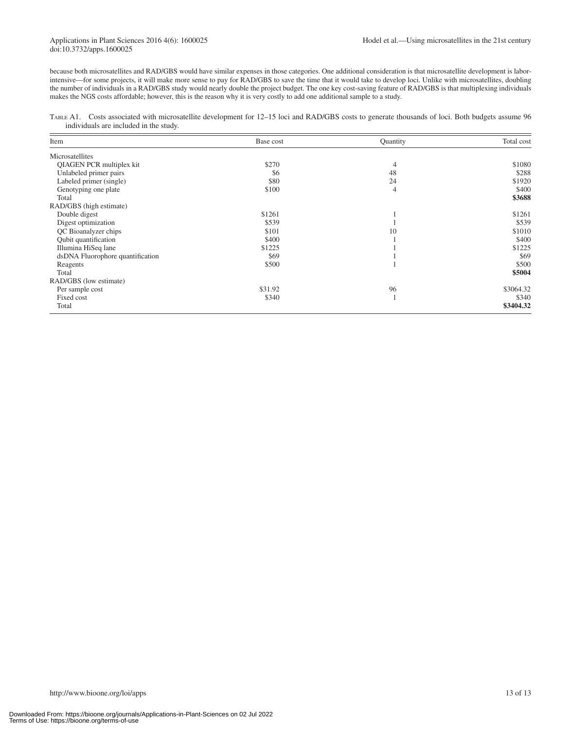because both microsatellites and RAD/GBS would have similar expenses in those categories. One additional consideration is that microsatellite development is labor-intensive—for some projects, it will make more sense to pay for RAD/GBS to save the time that it would take to develop loci. Unlike with microsatellites, doubling the number of individuals in a RAD/GBS study would nearly double the project budget. The one key cost-saving feature of RAD/GBS is that multiplexing individuals makes the NGS costs affordable; however, this is the reason why it is very costly to add one additional sample to a study.

Table A1. Costs associated with microsatellite development for 12–15 loci and RAD/GBS costs to generate thousands of loci. Both budgets assume 96 individuals are included in the study.

| Item | Base cost | Quantity | Total cost |
|---|---|---|---|
| Microsatellites | | | |
| QIAGEN PCR multiplex kit | $270 | 4 | $1080 |
| Unlabeled primer pairs | $6 | 48 | $288 |
| Labeled primer (single) | $80 | 24 | $1920 |
| Genotyping one plate | $100 | 4 | $400 |
| Total | | | **$3688** |
| RAD/GBS (high estimate) | | | |
| Double digest | $1261 | 1 | $1261 |
| Digest optimization | $539 | 1 | $539 |
| QC Bioanalyzer chips | $101 | 10 | $1010 |
| Qubit quantification | $400 | 1 | $400 |
| Illumina HiSeq lane | $1225 | 1 | $1225 |
| dsDNA Fluorophore quantification | $69 | 1 | $69 |
| Reagents | $500 | 1 | $500 |
| Total | | | **$5004** |
| RAD/GBS (low estimate) | | | |
| Per sample cost | $31.92 | 96 | $3064.32 |
| Fixed cost | $340 | 1 | $340 |
| Total | | | **$3404.32** |